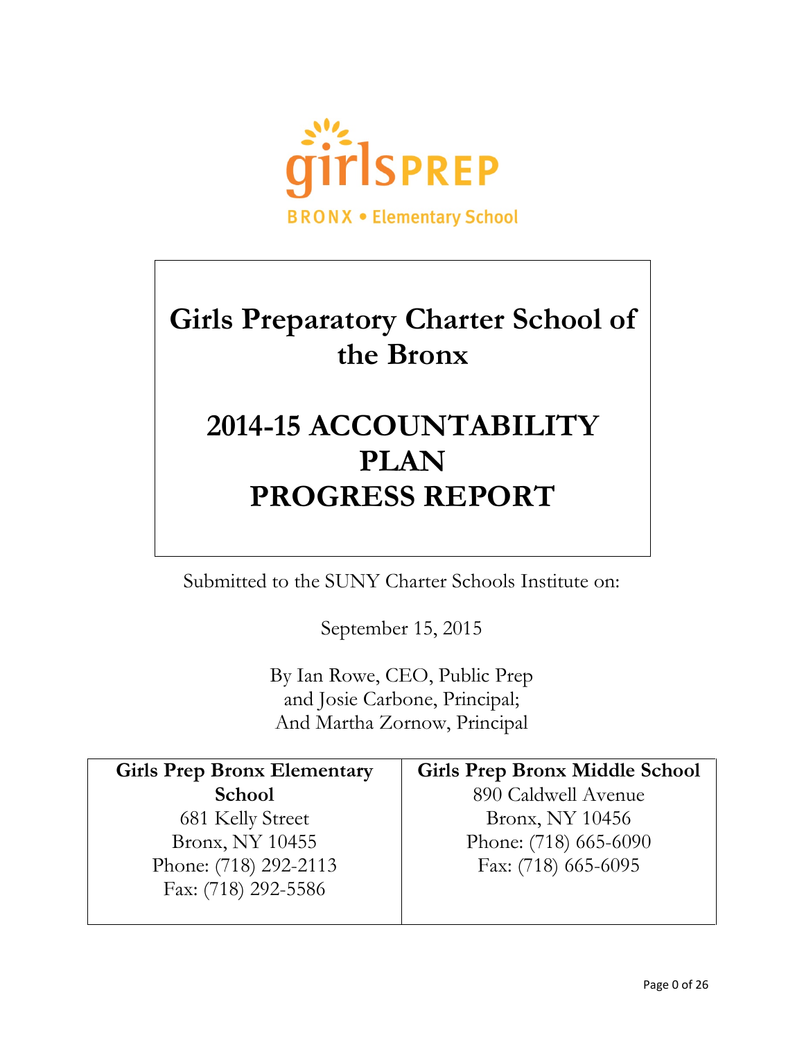girlsPREP

BRONX • Elementary School

# Girls Preparatory Charter School of the Bronx

# 2014-15 ACCOUNTABILITY PLAN PROGRESS REPORT

Submitted to the SUNY Charter Schools Institute on:

September 15, 2015

By Ian Rowe, CEO, Public Prep
and Josie Carbone, Principal;
And Martha Zornow, Principal

| **Girls Prep Bronx Elementary School** | **Girls Prep Bronx Middle School** |
|---|---|
| 681 Kelly Street<br>Bronx, NY 10455<br>Phone: (718) 292-2113<br>Fax: (718) 292-5586 | 890 Caldwell Avenue<br>Bronx, NY 10456<br>Phone: (718) 665-6090<br>Fax: (718) 665-6095 |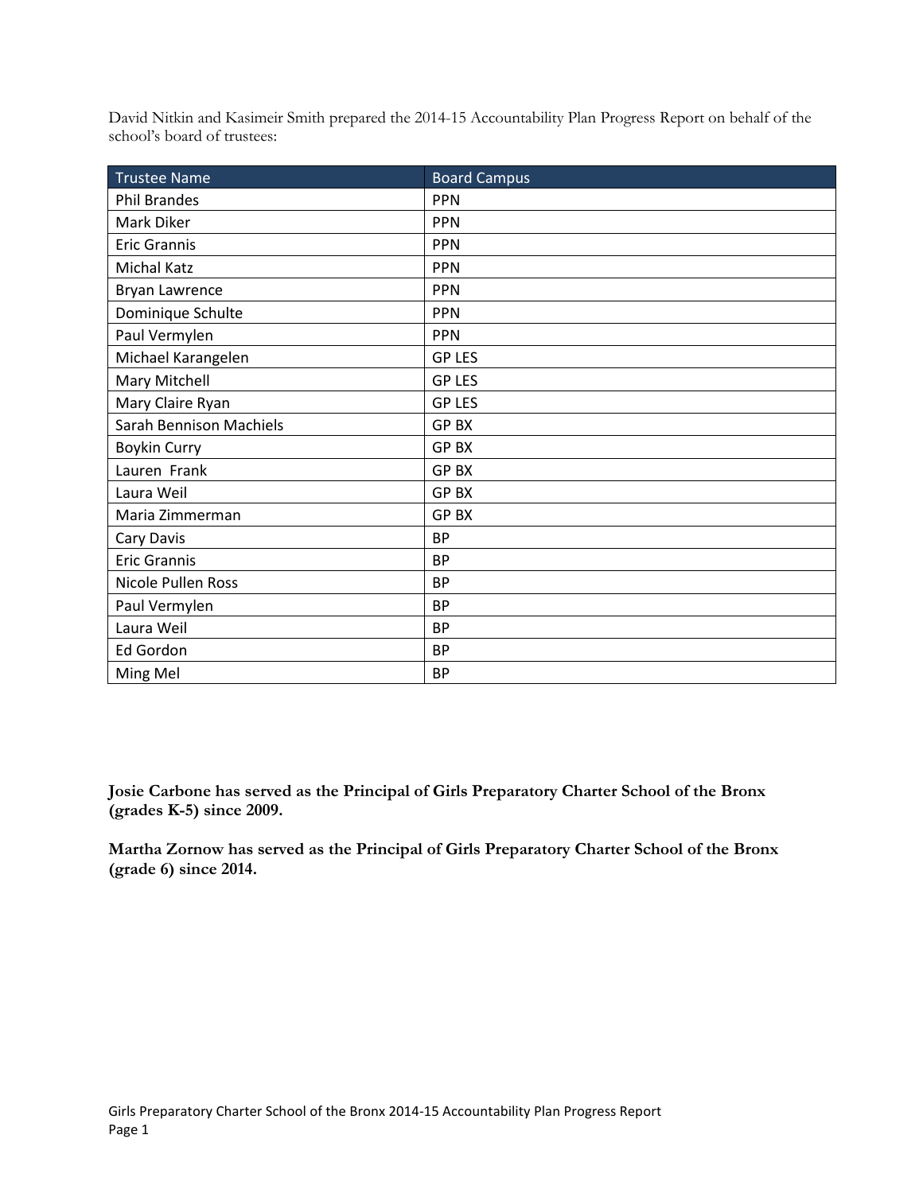David Nitkin and Kasimeir Smith prepared the 2014-15 Accountability Plan Progress Report on behalf of the school's board of trustees:

| Trustee Name | Board Campus |
|---|---|
| Phil Brandes | PPN |
| Mark Diker | PPN |
| Eric Grannis | PPN |
| Michal Katz | PPN |
| Bryan Lawrence | PPN |
| Dominique Schulte | PPN |
| Paul Vermylen | PPN |
| Michael Karangelen | GP LES |
| Mary Mitchell | GP LES |
| Mary Claire Ryan | GP LES |
| Sarah Bennison Machiels | GP BX |
| Boykin Curry | GP BX |
| Lauren  Frank | GP BX |
| Laura Weil | GP BX |
| Maria Zimmerman | GP BX |
| Cary Davis | BP |
| Eric Grannis | BP |
| Nicole Pullen Ross | BP |
| Paul Vermylen | BP |
| Laura Weil | BP |
| Ed Gordon | BP |
| Ming Mel | BP |

**Josie Carbone has served as the Principal of Girls Preparatory Charter School of the Bronx (grades K-5) since 2009.**

**Martha Zornow has served as the Principal of Girls Preparatory Charter School of the Bronx (grade 6) since 2014.**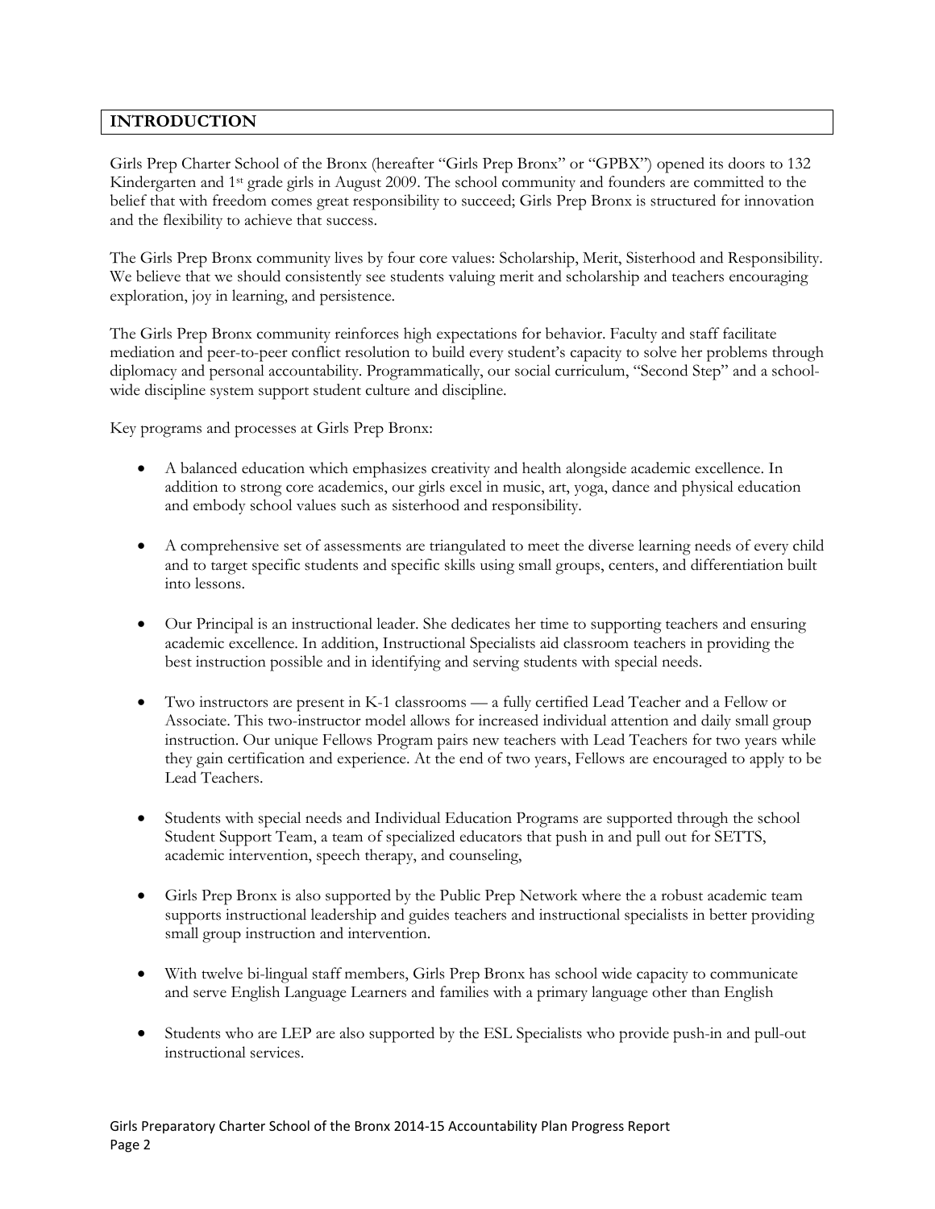## INTRODUCTION

Girls Prep Charter School of the Bronx (hereafter "Girls Prep Bronx" or "GPBX") opened its doors to 132 Kindergarten and 1st grade girls in August 2009. The school community and founders are committed to the belief that with freedom comes great responsibility to succeed; Girls Prep Bronx is structured for innovation and the flexibility to achieve that success.

The Girls Prep Bronx community lives by four core values: Scholarship, Merit, Sisterhood and Responsibility. We believe that we should consistently see students valuing merit and scholarship and teachers encouraging exploration, joy in learning, and persistence.

The Girls Prep Bronx community reinforces high expectations for behavior. Faculty and staff facilitate mediation and peer-to-peer conflict resolution to build every student's capacity to solve her problems through diplomacy and personal accountability. Programmatically, our social curriculum, "Second Step" and a school-wide discipline system support student culture and discipline.

Key programs and processes at Girls Prep Bronx:

- A balanced education which emphasizes creativity and health alongside academic excellence. In addition to strong core academics, our girls excel in music, art, yoga, dance and physical education and embody school values such as sisterhood and responsibility.

- A comprehensive set of assessments are triangulated to meet the diverse learning needs of every child and to target specific students and specific skills using small groups, centers, and differentiation built into lessons.

- Our Principal is an instructional leader. She dedicates her time to supporting teachers and ensuring academic excellence. In addition, Instructional Specialists aid classroom teachers in providing the best instruction possible and in identifying and serving students with special needs.

- Two instructors are present in K-1 classrooms — a fully certified Lead Teacher and a Fellow or Associate. This two-instructor model allows for increased individual attention and daily small group instruction. Our unique Fellows Program pairs new teachers with Lead Teachers for two years while they gain certification and experience. At the end of two years, Fellows are encouraged to apply to be Lead Teachers.

- Students with special needs and Individual Education Programs are supported through the school Student Support Team, a team of specialized educators that push in and pull out for SETTS, academic intervention, speech therapy, and counseling,

- Girls Prep Bronx is also supported by the Public Prep Network where the a robust academic team supports instructional leadership and guides teachers and instructional specialists in better providing small group instruction and intervention.

- With twelve bi-lingual staff members, Girls Prep Bronx has school wide capacity to communicate and serve English Language Learners and families with a primary language other than English

- Students who are LEP are also supported by the ESL Specialists who provide push-in and pull-out instructional services.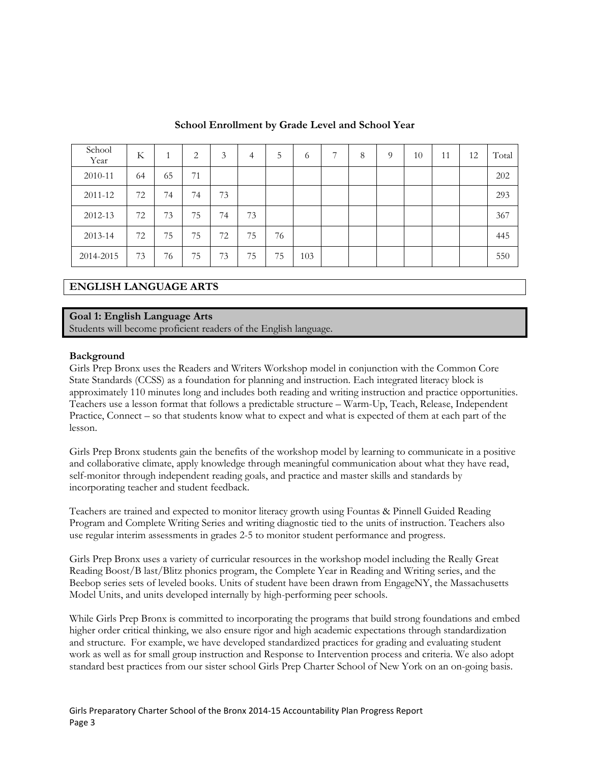**School Enrollment by Grade Level and School Year**

| School Year | K | 1 | 2 | 3 | 4 | 5 | 6 | 7 | 8 | 9 | 10 | 11 | 12 | Total |
|---|---|---|---|---|---|---|---|---|---|---|---|---|---|---|
| 2010-11 | 64 | 65 | 71 | | | | | | | | | | | 202 |
| 2011-12 | 72 | 74 | 74 | 73 | | | | | | | | | | 293 |
| 2012-13 | 72 | 73 | 75 | 74 | 73 | | | | | | | | | 367 |
| 2013-14 | 72 | 75 | 75 | 72 | 75 | 76 | | | | | | | | 445 |
| 2014-2015 | 73 | 76 | 75 | 73 | 75 | 75 | 103 | | | | | | | 550 |

## ENGLISH LANGUAGE ARTS

### Goal 1: English Language Arts

Students will become proficient readers of the English language.

**Background**

Girls Prep Bronx uses the Readers and Writers Workshop model in conjunction with the Common Core State Standards (CCSS) as a foundation for planning and instruction. Each integrated literacy block is approximately 110 minutes long and includes both reading and writing instruction and practice opportunities. Teachers use a lesson format that follows a predictable structure – Warm-Up, Teach, Release, Independent Practice, Connect – so that students know what to expect and what is expected of them at each part of the lesson.

Girls Prep Bronx students gain the benefits of the workshop model by learning to communicate in a positive and collaborative climate, apply knowledge through meaningful communication about what they have read, self-monitor through independent reading goals, and practice and master skills and standards by incorporating teacher and student feedback.

Teachers are trained and expected to monitor literacy growth using Fountas & Pinnell Guided Reading Program and Complete Writing Series and writing diagnostic tied to the units of instruction. Teachers also use regular interim assessments in grades 2-5 to monitor student performance and progress.

Girls Prep Bronx uses a variety of curricular resources in the workshop model including the Really Great Reading Boost/B last/Blitz phonics program, the Complete Year in Reading and Writing series, and the Beebop series sets of leveled books. Units of student have been drawn from EngageNY, the Massachusetts Model Units, and units developed internally by high-performing peer schools.

While Girls Prep Bronx is committed to incorporating the programs that build strong foundations and embed higher order critical thinking, we also ensure rigor and high academic expectations through standardization and structure. For example, we have developed standardized practices for grading and evaluating student work as well as for small group instruction and Response to Intervention process and criteria. We also adopt standard best practices from our sister school Girls Prep Charter School of New York on an on-going basis.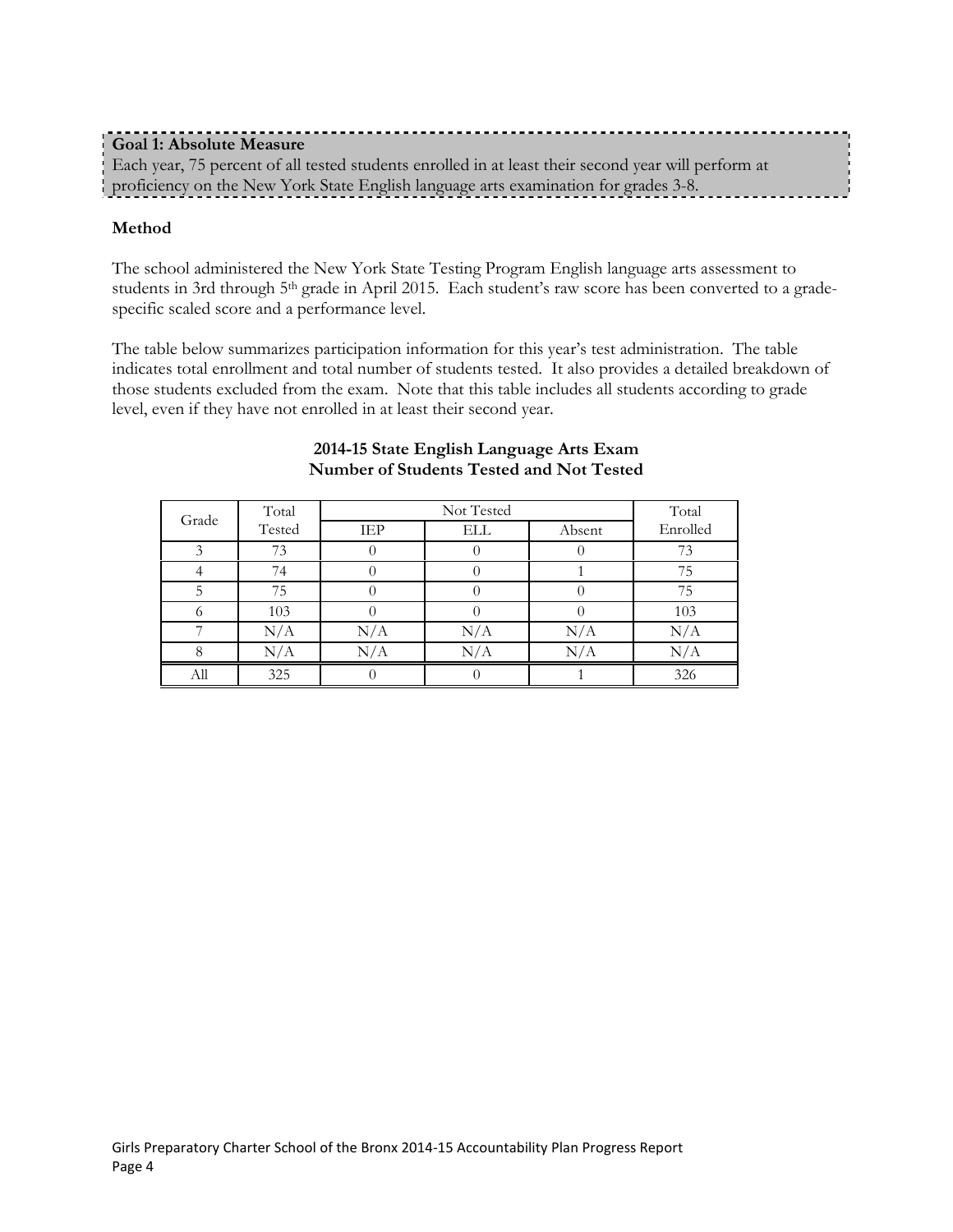**Goal 1: Absolute Measure**
Each year, 75 percent of all tested students enrolled in at least their second year will perform at proficiency on the New York State English language arts examination for grades 3-8.

**Method**

The school administered the New York State Testing Program English language arts assessment to students in 3rd through 5th grade in April 2015. Each student's raw score has been converted to a grade-specific scaled score and a performance level.

The table below summarizes participation information for this year's test administration. The table indicates total enrollment and total number of students tested. It also provides a detailed breakdown of those students excluded from the exam. Note that this table includes all students according to grade level, even if they have not enrolled in at least their second year.

**2014-15 State English Language Arts Exam**
**Number of Students Tested and Not Tested**

| Grade | Total Tested | Not Tested | | | Total Enrolled |
|---|---|---|---|---|---|
| | | IEP | ELL | Absent | |
| 3 | 73 | 0 | 0 | 0 | 73 |
| 4 | 74 | 0 | 0 | 1 | 75 |
| 5 | 75 | 0 | 0 | 0 | 75 |
| 6 | 103 | 0 | 0 | 0 | 103 |
| 7 | N/A | N/A | N/A | N/A | N/A |
| 8 | N/A | N/A | N/A | N/A | N/A |
| All | 325 | 0 | 0 | 1 | 326 |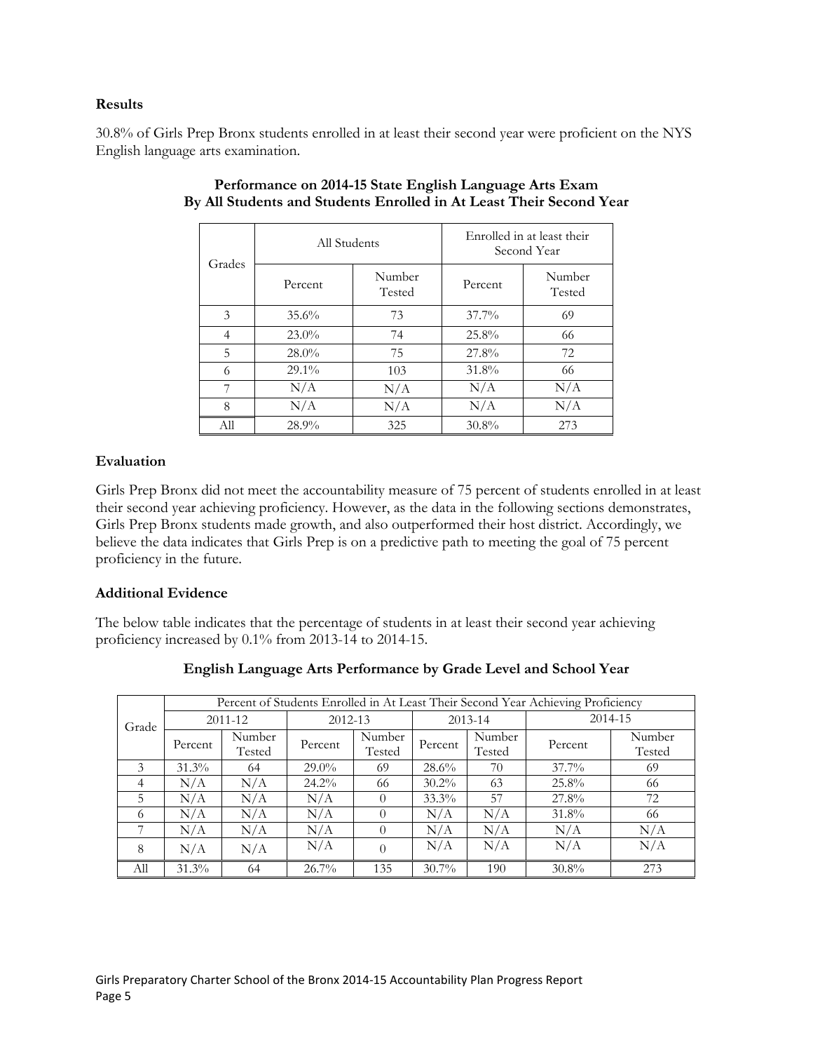**Results**

30.8% of Girls Prep Bronx students enrolled in at least their second year were proficient on the NYS English language arts examination.

**Performance on 2014-15 State English Language Arts Exam**
**By All Students and Students Enrolled in At Least Their Second Year**

| Grades | All Students | | Enrolled in at least their Second Year | |
|---|---|---|---|---|
| | Percent | Number Tested | Percent | Number Tested |
| 3 | 35.6% | 73 | 37.7% | 69 |
| 4 | 23.0% | 74 | 25.8% | 66 |
| 5 | 28.0% | 75 | 27.8% | 72 |
| 6 | 29.1% | 103 | 31.8% | 66 |
| 7 | N/A | N/A | N/A | N/A |
| 8 | N/A | N/A | N/A | N/A |
| All | 28.9% | 325 | 30.8% | 273 |

**Evaluation**

Girls Prep Bronx did not meet the accountability measure of 75 percent of students enrolled in at least their second year achieving proficiency. However, as the data in the following sections demonstrates, Girls Prep Bronx students made growth, and also outperformed their host district. Accordingly, we believe the data indicates that Girls Prep is on a predictive path to meeting the goal of 75 percent proficiency in the future.

**Additional Evidence**

The below table indicates that the percentage of students in at least their second year achieving proficiency increased by 0.1% from 2013-14 to 2014-15.

**English Language Arts Performance by Grade Level and School Year**

| Grade | Percent of Students Enrolled in At Least Their Second Year Achieving Proficiency | | | | | | | |
|---|---|---|---|---|---|---|---|---|
| | 2011-12 | | 2012-13 | | 2013-14 | | 2014-15 | |
| | Percent | Number Tested | Percent | Number Tested | Percent | Number Tested | Percent | Number Tested |
| 3 | 31.3% | 64 | 29.0% | 69 | 28.6% | 70 | 37.7% | 69 |
| 4 | N/A | N/A | 24.2% | 66 | 30.2% | 63 | 25.8% | 66 |
| 5 | N/A | N/A | N/A | 0 | 33.3% | 57 | 27.8% | 72 |
| 6 | N/A | N/A | N/A | 0 | N/A | N/A | 31.8% | 66 |
| 7 | N/A | N/A | N/A | 0 | N/A | N/A | N/A | N/A |
| 8 | N/A | N/A | N/A | 0 | N/A | N/A | N/A | N/A |
| All | 31.3% | 64 | 26.7% | 135 | 30.7% | 190 | 30.8% | 273 |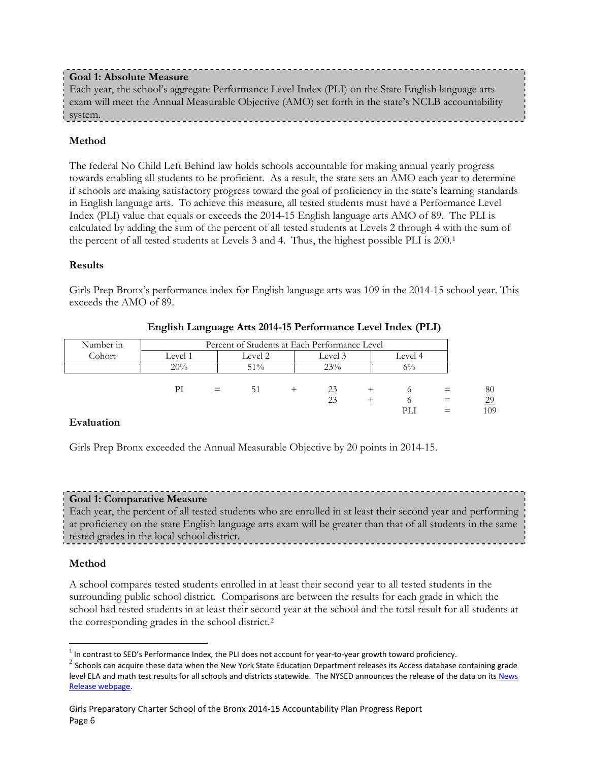**Goal 1: Absolute Measure**
Each year, the school's aggregate Performance Level Index (PLI) on the State English language arts exam will meet the Annual Measurable Objective (AMO) set forth in the state's NCLB accountability system.

### Method

The federal No Child Left Behind law holds schools accountable for making annual yearly progress towards enabling all students to be proficient. As a result, the state sets an AMO each year to determine if schools are making satisfactory progress toward the goal of proficiency in the state's learning standards in English language arts. To achieve this measure, all tested students must have a Performance Level Index (PLI) value that equals or exceeds the 2014-15 English language arts AMO of 89. The PLI is calculated by adding the sum of the percent of all tested students at Levels 2 through 4 with the sum of the percent of all tested students at Levels 3 and 4. Thus, the highest possible PLI is 200.[1]

### Results

Girls Prep Bronx's performance index for English language arts was 109 in the 2014-15 school year. This exceeds the AMO of 89.

**English Language Arts 2014-15 Performance Level Index (PLI)**

| Number in Cohort | Percent of Students at Each Performance Level | | | |
|---|---|---|---|---|
| | Level 1 | Level 2 | Level 3 | Level 4 |
| | 20% | 51% | 23% | 6% |

| | | | | | | | | |
|---|---|---|---|---|---|---|---|---|
| PI | = | 51 | + | 23 | + | 6 | = | 80 |
| | | | | 23 | + | 6 | = | 29 |
| | | | | | | PLI | = | 109 |

### Evaluation

Girls Prep Bronx exceeded the Annual Measurable Objective by 20 points in 2014-15.

**Goal 1: Comparative Measure**
Each year, the percent of all tested students who are enrolled in at least their second year and performing at proficiency on the state English language arts exam will be greater than that of all students in the same tested grades in the local school district.

### Method

A school compares tested students enrolled in at least their second year to all tested students in the surrounding public school district. Comparisons are between the results for each grade in which the school had tested students in at least their second year at the school and the total result for all students at the corresponding grades in the school district.[2]

---

[1] In contrast to SED's Performance Index, the PLI does not account for year-to-year growth toward proficiency.

[2] Schools can acquire these data when the New York State Education Department releases its Access database containing grade level ELA and math test results for all schools and districts statewide. The NYSED announces the release of the data on its News Release webpage.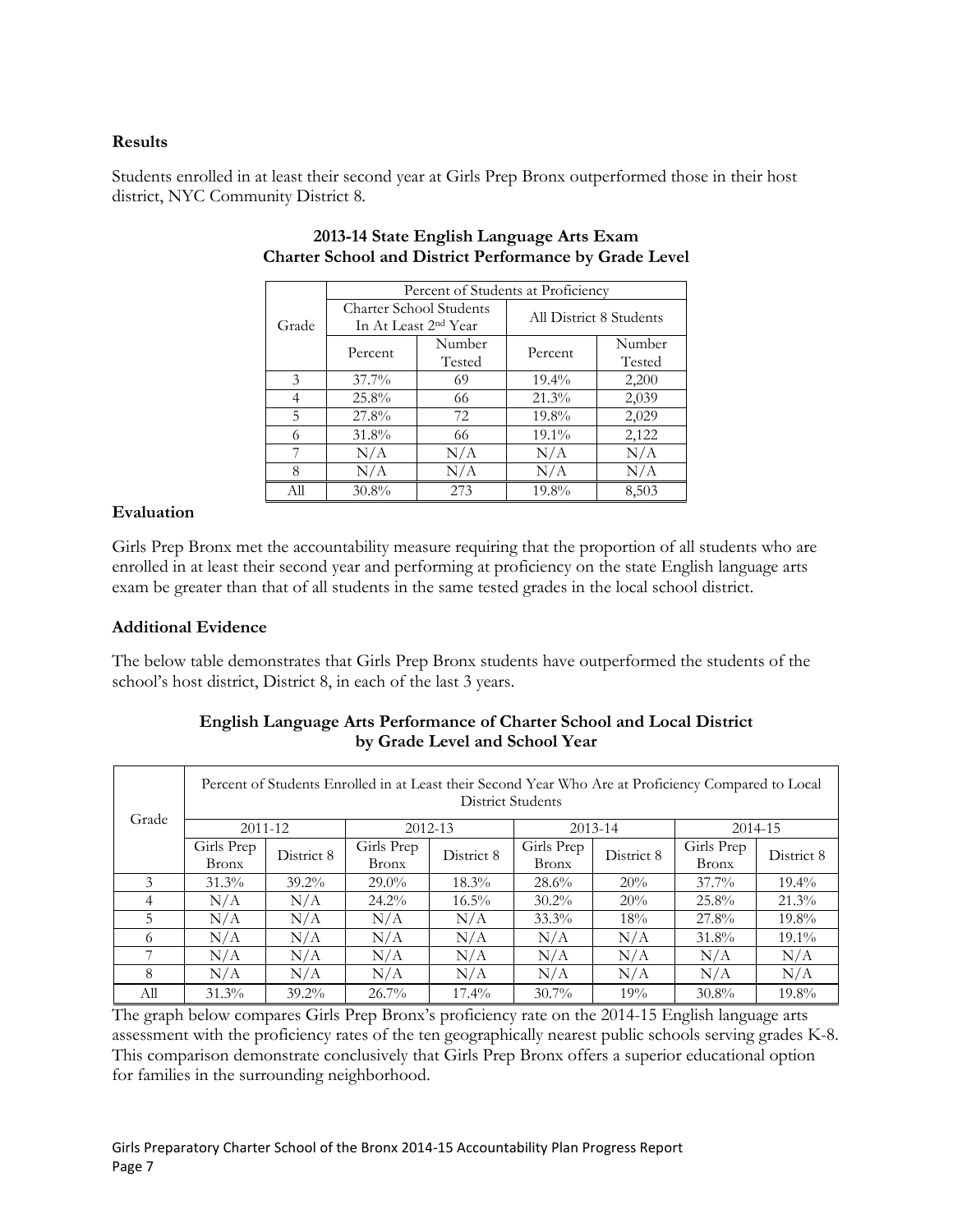**Results**

Students enrolled in at least their second year at Girls Prep Bronx outperformed those in their host district, NYC Community District 8.

**2013-14 State English Language Arts Exam**
**Charter School and District Performance by Grade Level**

| Grade | Percent of Students at Proficiency | | | |
|---|---|---|---|---|
| | Charter School Students In At Least 2nd Year | | All District 8 Students | |
| | Percent | Number Tested | Percent | Number Tested |
| 3 | 37.7% | 69 | 19.4% | 2,200 |
| 4 | 25.8% | 66 | 21.3% | 2,039 |
| 5 | 27.8% | 72 | 19.8% | 2,029 |
| 6 | 31.8% | 66 | 19.1% | 2,122 |
| 7 | N/A | N/A | N/A | N/A |
| 8 | N/A | N/A | N/A | N/A |
| All | 30.8% | 273 | 19.8% | 8,503 |

**Evaluation**

Girls Prep Bronx met the accountability measure requiring that the proportion of all students who are enrolled in at least their second year and performing at proficiency on the state English language arts exam be greater than that of all students in the same tested grades in the local school district.

**Additional Evidence**

The below table demonstrates that Girls Prep Bronx students have outperformed the students of the school's host district, District 8, in each of the last 3 years.

**English Language Arts Performance of Charter School and Local District by Grade Level and School Year**

| Grade | Percent of Students Enrolled in at Least their Second Year Who Are at Proficiency Compared to Local District Students | | | | | | | |
|---|---|---|---|---|---|---|---|---|
| | 2011-12 | | 2012-13 | | 2013-14 | | 2014-15 | |
| | Girls Prep Bronx | District 8 | Girls Prep Bronx | District 8 | Girls Prep Bronx | District 8 | Girls Prep Bronx | District 8 |
| 3 | 31.3% | 39.2% | 29.0% | 18.3% | 28.6% | 20% | 37.7% | 19.4% |
| 4 | N/A | N/A | 24.2% | 16.5% | 30.2% | 20% | 25.8% | 21.3% |
| 5 | N/A | N/A | N/A | N/A | 33.3% | 18% | 27.8% | 19.8% |
| 6 | N/A | N/A | N/A | N/A | N/A | N/A | 31.8% | 19.1% |
| 7 | N/A | N/A | N/A | N/A | N/A | N/A | N/A | N/A |
| 8 | N/A | N/A | N/A | N/A | N/A | N/A | N/A | N/A |
| All | 31.3% | 39.2% | 26.7% | 17.4% | 30.7% | 19% | 30.8% | 19.8% |

The graph below compares Girls Prep Bronx's proficiency rate on the 2014-15 English language arts assessment with the proficiency rates of the ten geographically nearest public schools serving grades K-8. This comparison demonstrate conclusively that Girls Prep Bronx offers a superior educational option for families in the surrounding neighborhood.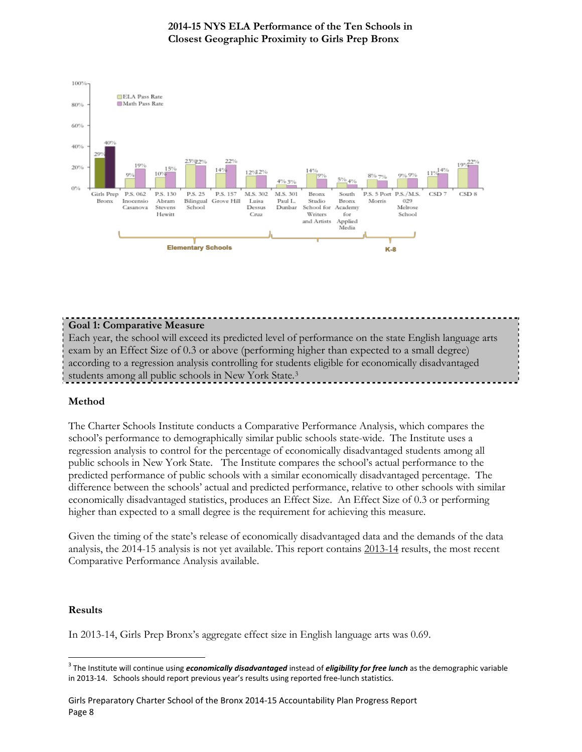**2014-15 NYS ELA Performance of the Ten Schools in Closest Geographic Proximity to Girls Prep Bronx**

| School | ELA Pass Rate | Math Pass Rate |
|---|---|---|
| Girls Prep Bronx | 29% | 40% |
| P.S. 062 Inocensio Casanova | 9% | 19% |
| P.S. 130 Abram Stevens Hewitt | 10% | 15% |
| P.S. 25 Bilingual School | 23% | 22% |
| P.S. 157 Grove Hill | 14% | 22% |
| M.S. 302 Luisa Dessus Cruz | 12% | 12% |
| M.S. 301 Paul L. Dunbar | 4% | 3% |
| Bronx Studio School for Writers and Artists | 14% | 9% |
| South Bronx Academy for Applied Media | 5% | 4% |
| P.S. 5 Port Morris | 8% | 7% |
| P.S./M.S. 029 Melrose School | 9% | 9% |
| CSD 7 | 11% | 14% |
| CSD 8 | 19% | 22% |

Elementary Schools: P.S. 062 Inocensio Casanova, P.S. 130 Abram Stevens Hewitt, P.S. 25 Bilingual School, P.S. 157 Grove Hill, M.S. 302 Luisa Dessus Cruz; K-8: P.S. 5 Port Morris, P.S./M.S. 029 Melrose School

**Goal 1: Comparative Measure**
Each year, the school will exceed its predicted level of performance on the state English language arts exam by an Effect Size of 0.3 or above (performing higher than expected to a small degree) according to a regression analysis controlling for students eligible for economically disadvantaged students among all public schools in New York State.[3]

### Method

The Charter Schools Institute conducts a Comparative Performance Analysis, which compares the school's performance to demographically similar public schools state-wide. The Institute uses a regression analysis to control for the percentage of economically disadvantaged students among all public schools in New York State. The Institute compares the school's actual performance to the predicted performance of public schools with a similar economically disadvantaged percentage. The difference between the schools' actual and predicted performance, relative to other schools with similar economically disadvantaged statistics, produces an Effect Size. An Effect Size of 0.3 or performing higher than expected to a small degree is the requirement for achieving this measure.

Given the timing of the state's release of economically disadvantaged data and the demands of the data analysis, the 2014-15 analysis is not yet available. This report contains 2013-14 results, the most recent Comparative Performance Analysis available.

### Results

In 2013-14, Girls Prep Bronx's aggregate effect size in English language arts was 0.69.

[3] The Institute will continue using ***economically disadvantaged*** instead of ***eligibility for free lunch*** as the demographic variable in 2013-14. Schools should report previous year's results using reported free-lunch statistics.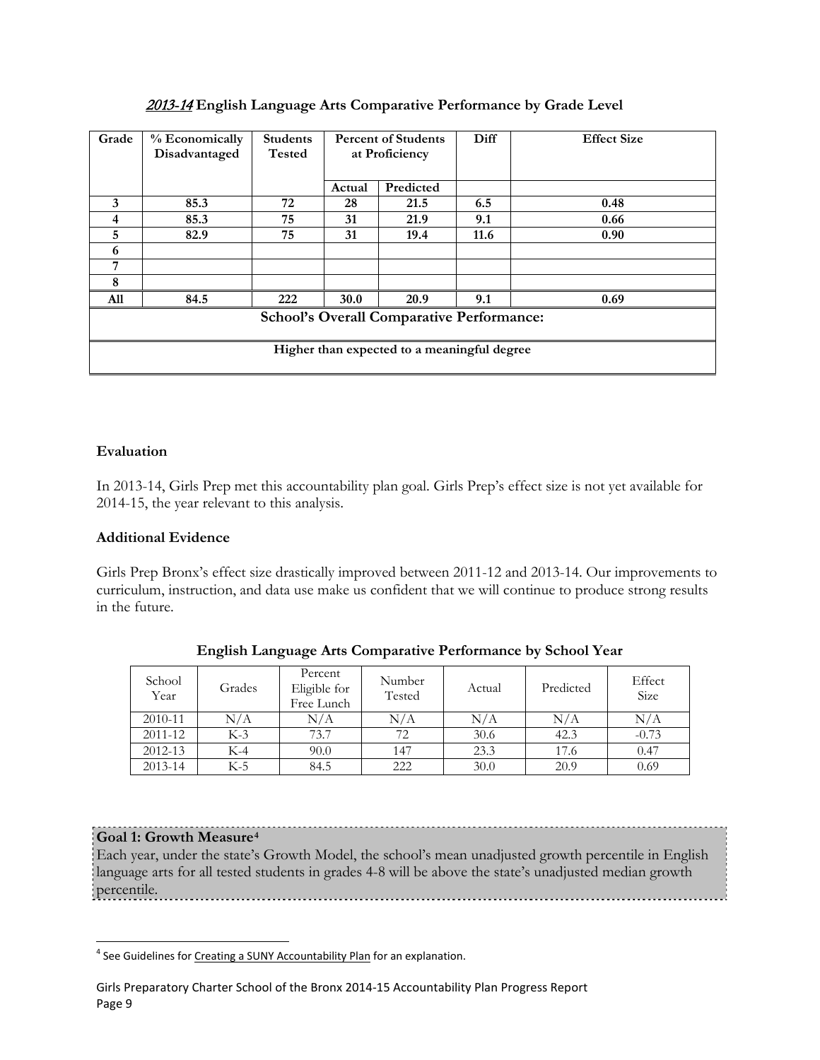### *2013-14* English Language Arts Comparative Performance by Grade Level

| Grade | % Economically Disadvantaged | Students Tested | Percent of Students at Proficiency | | Diff | Effect Size |
|---|---|---|---|---|---|---|
| | | | Actual | Predicted | | |
| 3 | 85.3 | 72 | 28 | 21.5 | 6.5 | 0.48 |
| 4 | 85.3 | 75 | 31 | 21.9 | 9.1 | 0.66 |
| 5 | 82.9 | 75 | 31 | 19.4 | 11.6 | 0.90 |
| 6 | | | | | | |
| 7 | | | | | | |
| 8 | | | | | | |
| All | 84.5 | 222 | 30.0 | 20.9 | 9.1 | 0.69 |
| **School's Overall Comparative Performance:** | | | | | | |
| **Higher than expected to a meaningful degree** | | | | | | |

**Evaluation**

In 2013-14, Girls Prep met this accountability plan goal. Girls Prep's effect size is not yet available for 2014-15, the year relevant to this analysis.

**Additional Evidence**

Girls Prep Bronx's effect size drastically improved between 2011-12 and 2013-14. Our improvements to curriculum, instruction, and data use make us confident that we will continue to produce strong results in the future.

**English Language Arts Comparative Performance by School Year**

| School Year | Grades | Percent Eligible for Free Lunch | Number Tested | Actual | Predicted | Effect Size |
|---|---|---|---|---|---|---|
| 2010-11 | N/A | N/A | N/A | N/A | N/A | N/A |
| 2011-12 | K-3 | 73.7 | 72 | 30.6 | 42.3 | -0.73 |
| 2012-13 | K-4 | 90.0 | 147 | 23.3 | 17.6 | 0.47 |
| 2013-14 | K-5 | 84.5 | 222 | 30.0 | 20.9 | 0.69 |

**Goal 1: Growth Measure**[4]

Each year, under the state's Growth Model, the school's mean unadjusted growth percentile in English language arts for all tested students in grades 4-8 will be above the state's unadjusted median growth percentile.

[4] See Guidelines for Creating a SUNY Accountability Plan for an explanation.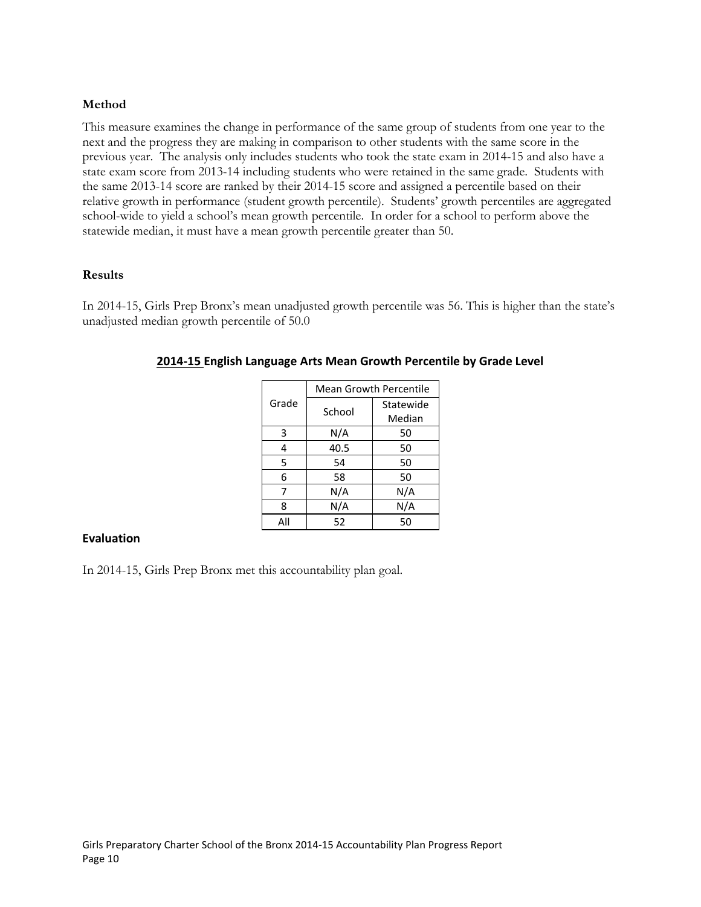### Method

This measure examines the change in performance of the same group of students from one year to the next and the progress they are making in comparison to other students with the same score in the previous year. The analysis only includes students who took the state exam in 2014-15 and also have a state exam score from 2013-14 including students who were retained in the same grade. Students with the same 2013-14 score are ranked by their 2014-15 score and assigned a percentile based on their relative growth in performance (student growth percentile). Students' growth percentiles are aggregated school-wide to yield a school's mean growth percentile. In order for a school to perform above the statewide median, it must have a mean growth percentile greater than 50.

### Results

In 2014-15, Girls Prep Bronx's mean unadjusted growth percentile was 56. This is higher than the state's unadjusted median growth percentile of 50.0

**2014-15 English Language Arts Mean Growth Percentile by Grade Level**

| Grade | Mean Growth Percentile | |
|---|---|---|
| | School | Statewide Median |
| 3 | N/A | 50 |
| 4 | 40.5 | 50 |
| 5 | 54 | 50 |
| 6 | 58 | 50 |
| 7 | N/A | N/A |
| 8 | N/A | N/A |
| All | 52 | 50 |

### Evaluation

In 2014-15, Girls Prep Bronx met this accountability plan goal.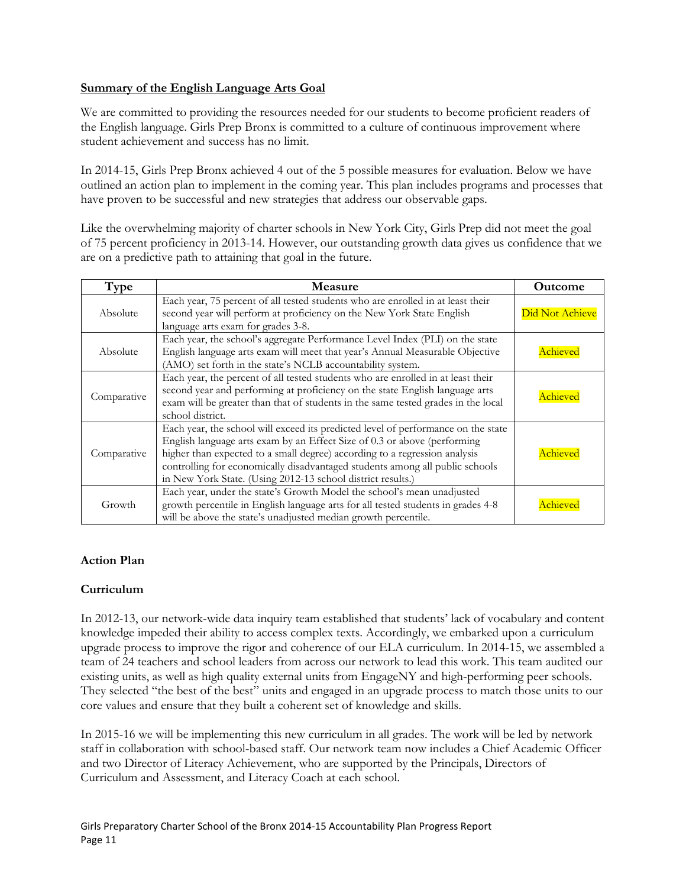**Summary of the English Language Arts Goal**

We are committed to providing the resources needed for our students to become proficient readers of the English language. Girls Prep Bronx is committed to a culture of continuous improvement where student achievement and success has no limit.

In 2014-15, Girls Prep Bronx achieved 4 out of the 5 possible measures for evaluation. Below we have outlined an action plan to implement in the coming year. This plan includes programs and processes that have proven to be successful and new strategies that address our observable gaps.

Like the overwhelming majority of charter schools in New York City, Girls Prep did not meet the goal of 75 percent proficiency in 2013-14. However, our outstanding growth data gives us confidence that we are on a predictive path to attaining that goal in the future.

| Type | Measure | Outcome |
|---|---|---|
| Absolute | Each year, 75 percent of all tested students who are enrolled in at least their second year will perform at proficiency on the New York State English language arts exam for grades 3-8. | Did Not Achieve |
| Absolute | Each year, the school's aggregate Performance Level Index (PLI) on the state English language arts exam will meet that year's Annual Measurable Objective (AMO) set forth in the state's NCLB accountability system. | Achieved |
| Comparative | Each year, the percent of all tested students who are enrolled in at least their second year and performing at proficiency on the state English language arts exam will be greater than that of students in the same tested grades in the local school district. | Achieved |
| Comparative | Each year, the school will exceed its predicted level of performance on the state English language arts exam by an Effect Size of 0.3 or above (performing higher than expected to a small degree) according to a regression analysis controlling for economically disadvantaged students among all public schools in New York State. (Using 2012-13 school district results.) | Achieved |
| Growth | Each year, under the state's Growth Model the school's mean unadjusted growth percentile in English language arts for all tested students in grades 4-8 will be above the state's unadjusted median growth percentile. | Achieved |

**Action Plan**

**Curriculum**

In 2012-13, our network-wide data inquiry team established that students' lack of vocabulary and content knowledge impeded their ability to access complex texts. Accordingly, we embarked upon a curriculum upgrade process to improve the rigor and coherence of our ELA curriculum. In 2014-15, we assembled a team of 24 teachers and school leaders from across our network to lead this work. This team audited our existing units, as well as high quality external units from EngageNY and high-performing peer schools. They selected "the best of the best" units and engaged in an upgrade process to match those units to our core values and ensure that they built a coherent set of knowledge and skills.

In 2015-16 we will be implementing this new curriculum in all grades. The work will be led by network staff in collaboration with school-based staff. Our network team now includes a Chief Academic Officer and two Director of Literacy Achievement, who are supported by the Principals, Directors of Curriculum and Assessment, and Literacy Coach at each school.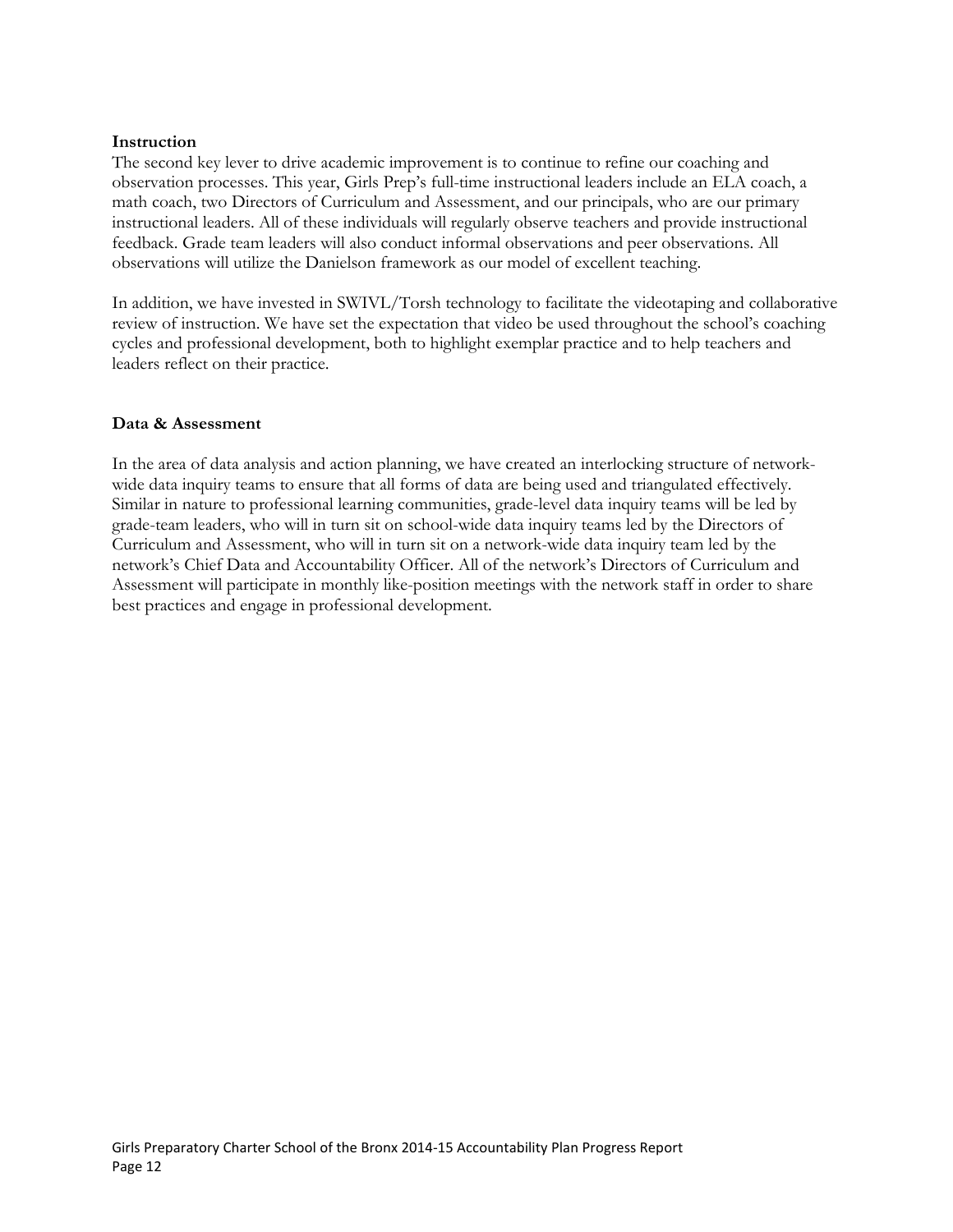**Instruction**

The second key lever to drive academic improvement is to continue to refine our coaching and observation processes. This year, Girls Prep's full-time instructional leaders include an ELA coach, a math coach, two Directors of Curriculum and Assessment, and our principals, who are our primary instructional leaders. All of these individuals will regularly observe teachers and provide instructional feedback. Grade team leaders will also conduct informal observations and peer observations. All observations will utilize the Danielson framework as our model of excellent teaching.

In addition, we have invested in SWIVL/Torsh technology to facilitate the videotaping and collaborative review of instruction. We have set the expectation that video be used throughout the school's coaching cycles and professional development, both to highlight exemplar practice and to help teachers and leaders reflect on their practice.

**Data & Assessment**

In the area of data analysis and action planning, we have created an interlocking structure of network-wide data inquiry teams to ensure that all forms of data are being used and triangulated effectively. Similar in nature to professional learning communities, grade-level data inquiry teams will be led by grade-team leaders, who will in turn sit on school-wide data inquiry teams led by the Directors of Curriculum and Assessment, who will in turn sit on a network-wide data inquiry team led by the network's Chief Data and Accountability Officer. All of the network's Directors of Curriculum and Assessment will participate in monthly like-position meetings with the network staff in order to share best practices and engage in professional development.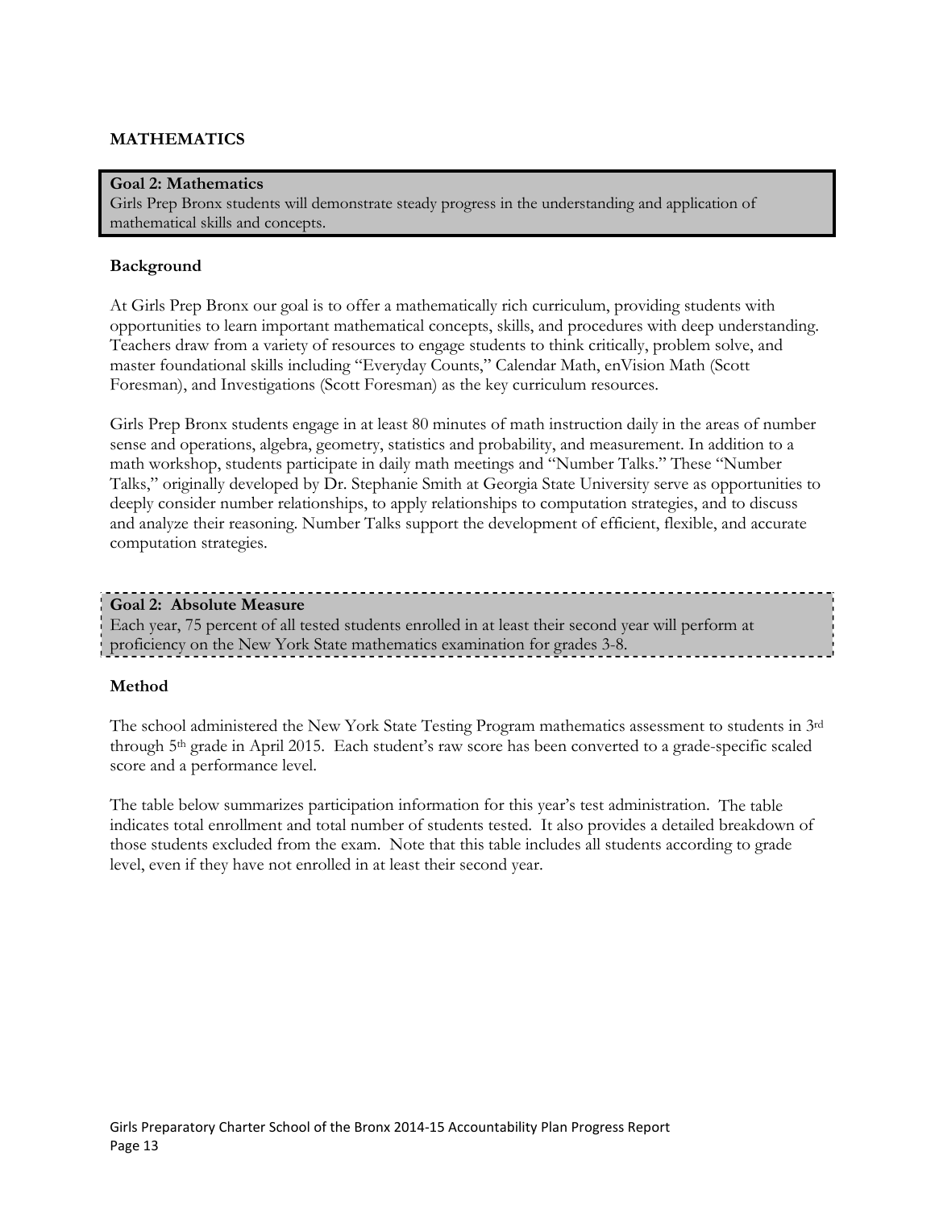## MATHEMATICS

**Goal 2: Mathematics**
Girls Prep Bronx students will demonstrate steady progress in the understanding and application of mathematical skills and concepts.

### Background

At Girls Prep Bronx our goal is to offer a mathematically rich curriculum, providing students with opportunities to learn important mathematical concepts, skills, and procedures with deep understanding. Teachers draw from a variety of resources to engage students to think critically, problem solve, and master foundational skills including "Everyday Counts," Calendar Math, enVision Math (Scott Foresman), and Investigations (Scott Foresman) as the key curriculum resources.

Girls Prep Bronx students engage in at least 80 minutes of math instruction daily in the areas of number sense and operations, algebra, geometry, statistics and probability, and measurement. In addition to a math workshop, students participate in daily math meetings and "Number Talks." These "Number Talks," originally developed by Dr. Stephanie Smith at Georgia State University serve as opportunities to deeply consider number relationships, to apply relationships to computation strategies, and to discuss and analyze their reasoning. Number Talks support the development of efficient, flexible, and accurate computation strategies.

**Goal 2: Absolute Measure**
Each year, 75 percent of all tested students enrolled in at least their second year will perform at proficiency on the New York State mathematics examination for grades 3-8.

### Method

The school administered the New York State Testing Program mathematics assessment to students in 3rd through 5th grade in April 2015. Each student's raw score has been converted to a grade-specific scaled score and a performance level.

The table below summarizes participation information for this year's test administration. The table indicates total enrollment and total number of students tested. It also provides a detailed breakdown of those students excluded from the exam. Note that this table includes all students according to grade level, even if they have not enrolled in at least their second year.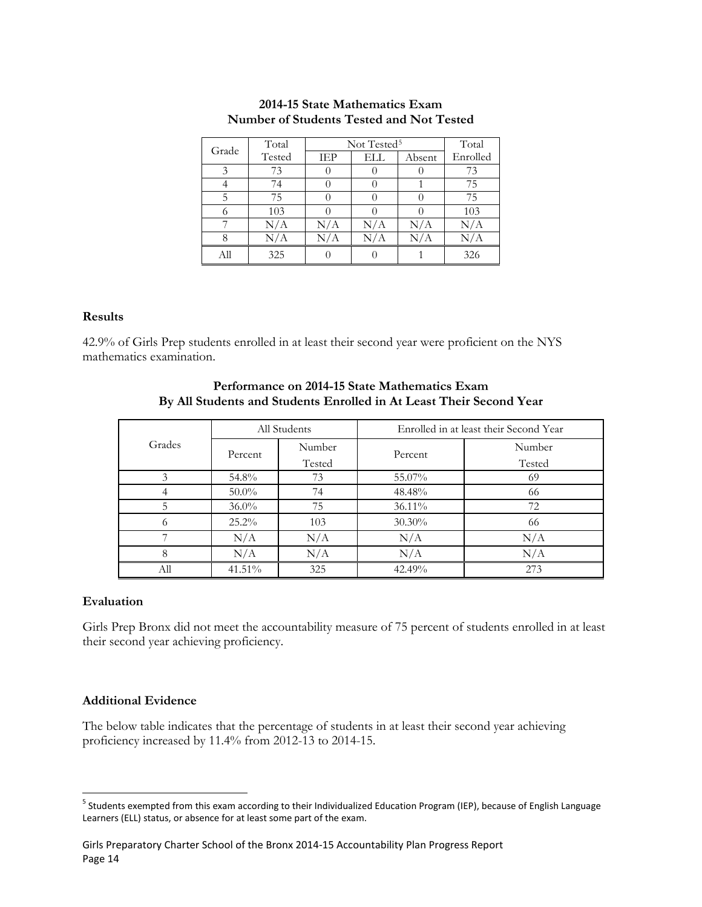**2014-15 State Mathematics Exam**
**Number of Students Tested and Not Tested**

| Grade | Total Tested | Not Tested[5] | | | Total Enrolled |
|---|---|---|---|---|---|
| | | IEP | ELL | Absent | |
| 3 | 73 | 0 | 0 | 0 | 73 |
| 4 | 74 | 0 | 0 | 1 | 75 |
| 5 | 75 | 0 | 0 | 0 | 75 |
| 6 | 103 | 0 | 0 | 0 | 103 |
| 7 | N/A | N/A | N/A | N/A | N/A |
| 8 | N/A | N/A | N/A | N/A | N/A |
| All | 325 | 0 | 0 | 1 | 326 |

### Results

42.9% of Girls Prep students enrolled in at least their second year were proficient on the NYS mathematics examination.

**Performance on 2014-15 State Mathematics Exam**
**By All Students and Students Enrolled in At Least Their Second Year**

| Grades | All Students | | Enrolled in at least their Second Year | |
|---|---|---|---|---|
| | Percent | Number Tested | Percent | Number Tested |
| 3 | 54.8% | 73 | 55.07% | 69 |
| 4 | 50.0% | 74 | 48.48% | 66 |
| 5 | 36.0% | 75 | 36.11% | 72 |
| 6 | 25.2% | 103 | 30.30% | 66 |
| 7 | N/A | N/A | N/A | N/A |
| 8 | N/A | N/A | N/A | N/A |
| All | 41.51% | 325 | 42.49% | 273 |

### Evaluation

Girls Prep Bronx did not meet the accountability measure of 75 percent of students enrolled in at least their second year achieving proficiency.

### Additional Evidence

The below table indicates that the percentage of students in at least their second year achieving proficiency increased by 11.4% from 2012-13 to 2014-15.

[5] Students exempted from this exam according to their Individualized Education Program (IEP), because of English Language Learners (ELL) status, or absence for at least some part of the exam.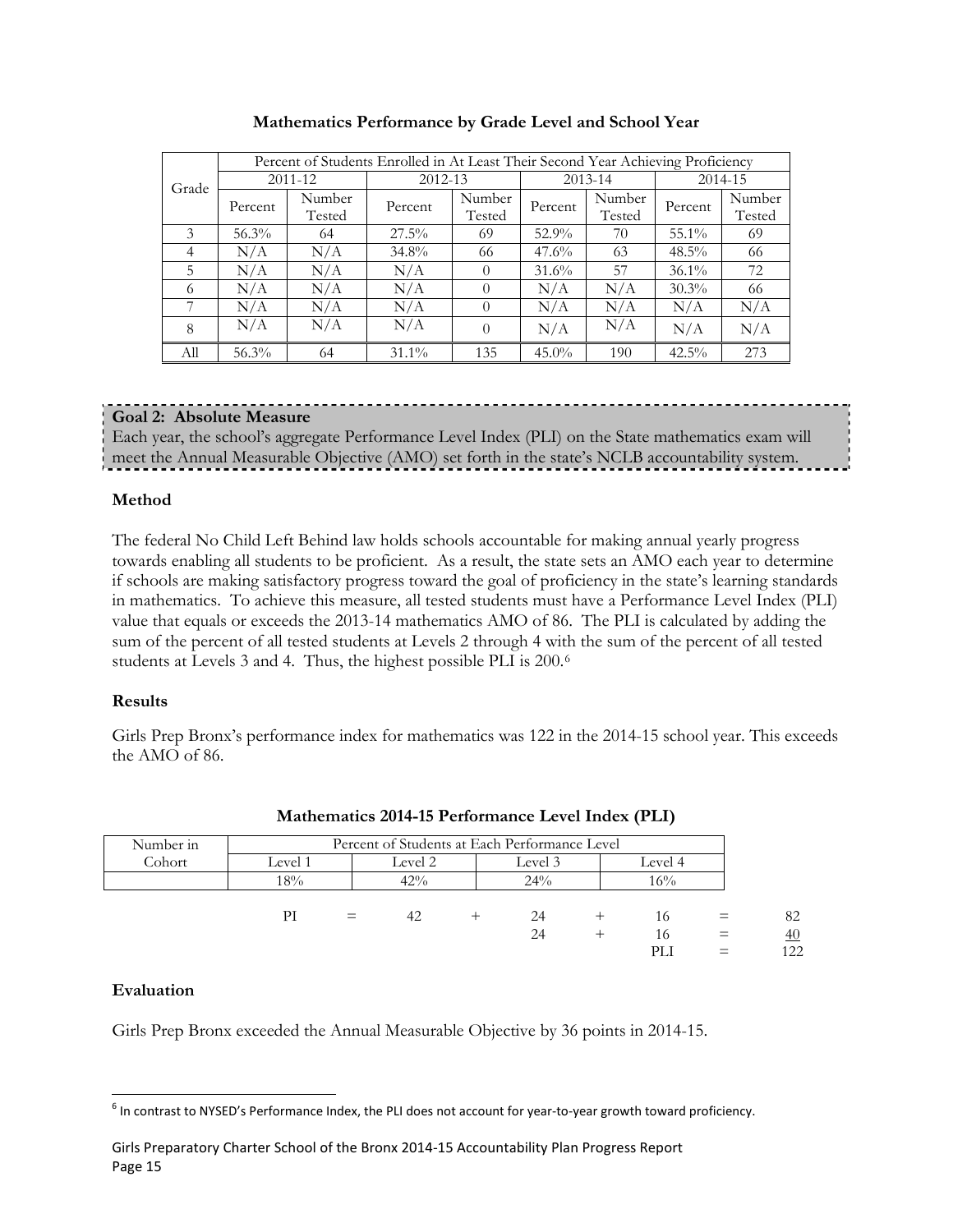**Mathematics Performance by Grade Level and School Year**

| Grade | Percent of Students Enrolled in At Least Their Second Year Achieving Proficiency | | | | | | | |
|---|---|---|---|---|---|---|---|---|
| | 2011-12 | | 2012-13 | | 2013-14 | | 2014-15 | |
| | Percent | Number Tested | Percent | Number Tested | Percent | Number Tested | Percent | Number Tested |
| 3 | 56.3% | 64 | 27.5% | 69 | 52.9% | 70 | 55.1% | 69 |
| 4 | N/A | N/A | 34.8% | 66 | 47.6% | 63 | 48.5% | 66 |
| 5 | N/A | N/A | N/A | 0 | 31.6% | 57 | 36.1% | 72 |
| 6 | N/A | N/A | N/A | 0 | N/A | N/A | 30.3% | 66 |
| 7 | N/A | N/A | N/A | 0 | N/A | N/A | N/A | N/A |
| 8 | N/A | N/A | N/A | 0 | N/A | N/A | N/A | N/A |
| All | 56.3% | 64 | 31.1% | 135 | 45.0% | 190 | 42.5% | 273 |

**Goal 2: Absolute Measure**
Each year, the school's aggregate Performance Level Index (PLI) on the State mathematics exam will meet the Annual Measurable Objective (AMO) set forth in the state's NCLB accountability system.

**Method**

The federal No Child Left Behind law holds schools accountable for making annual yearly progress towards enabling all students to be proficient. As a result, the state sets an AMO each year to determine if schools are making satisfactory progress toward the goal of proficiency in the state's learning standards in mathematics. To achieve this measure, all tested students must have a Performance Level Index (PLI) value that equals or exceeds the 2013-14 mathematics AMO of 86. The PLI is calculated by adding the sum of the percent of all tested students at Levels 2 through 4 with the sum of the percent of all tested students at Levels 3 and 4. Thus, the highest possible PLI is 200.[6]

**Results**

Girls Prep Bronx's performance index for mathematics was 122 in the 2014-15 school year. This exceeds the AMO of 86.

**Mathematics 2014-15 Performance Level Index (PLI)**

| Number in Cohort | Percent of Students at Each Performance Level | | | |
|---|---|---|---|---|
| | Level 1 | Level 2 | Level 3 | Level 4 |
| | 18% | 42% | 24% | 16% |

| | | | | | | | | |
|---|---|---|---|---|---|---|---|---|
| PI | = | 42 | + | 24 | + | 16 | = | 82 |
| | | | | 24 | + | 16 | = | 40 |
| | | | | | | PLI | = | 122 |

**Evaluation**

Girls Prep Bronx exceeded the Annual Measurable Objective by 36 points in 2014-15.

[6] In contrast to NYSED's Performance Index, the PLI does not account for year-to-year growth toward proficiency.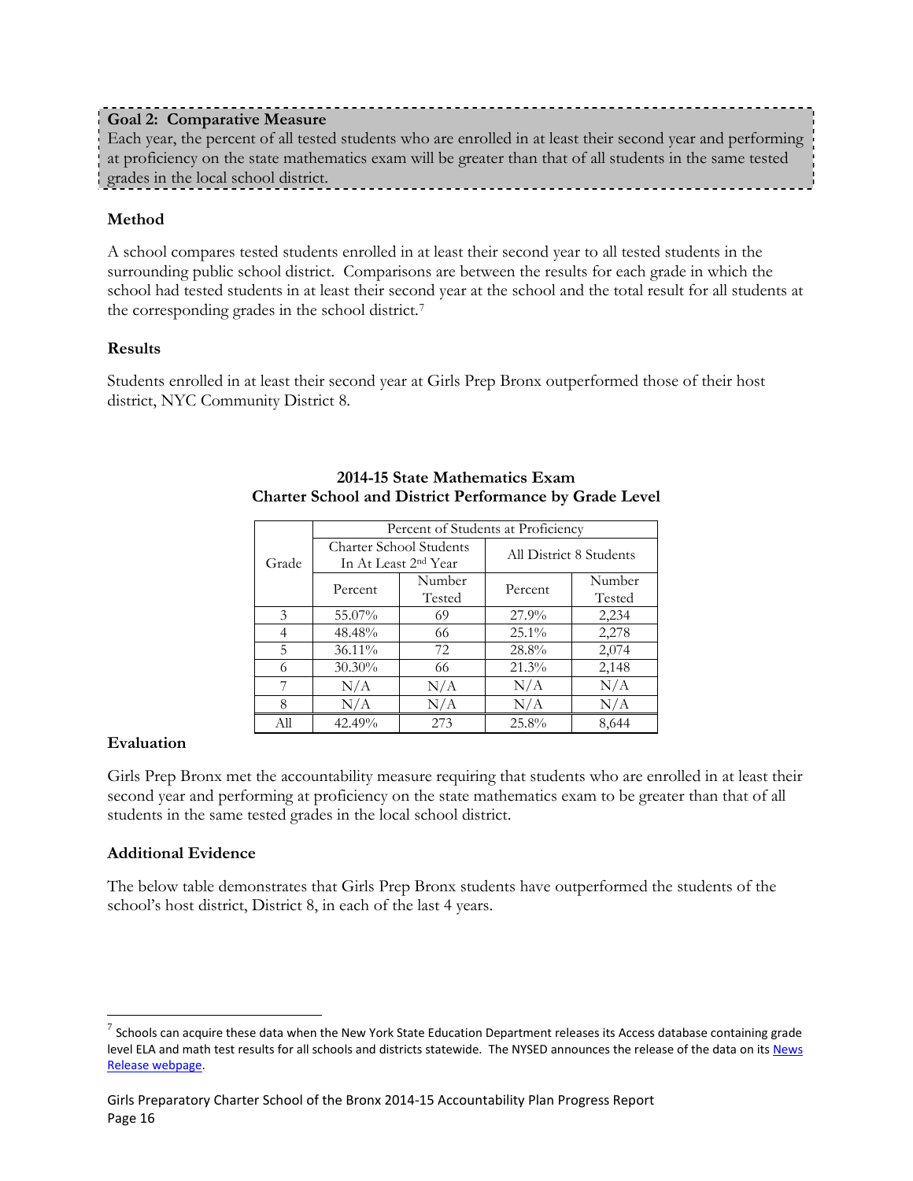**Goal 2: Comparative Measure**
Each year, the percent of all tested students who are enrolled in at least their second year and performing at proficiency on the state mathematics exam will be greater than that of all students in the same tested grades in the local school district.

### Method

A school compares tested students enrolled in at least their second year to all tested students in the surrounding public school district. Comparisons are between the results for each grade in which the school had tested students in at least their second year at the school and the total result for all students at the corresponding grades in the school district.[7]

### Results

Students enrolled in at least their second year at Girls Prep Bronx outperformed those of their host district, NYC Community District 8.

**2014-15 State Mathematics Exam**
**Charter School and District Performance by Grade Level**

| Grade | Percent of Students at Proficiency | | | |
|---|---|---|---|---|
| | Charter School Students In At Least 2nd Year | | All District 8 Students | |
| | Percent | Number Tested | Percent | Number Tested |
| 3 | 55.07% | 69 | 27.9% | 2,234 |
| 4 | 48.48% | 66 | 25.1% | 2,278 |
| 5 | 36.11% | 72 | 28.8% | 2,074 |
| 6 | 30.30% | 66 | 21.3% | 2,148 |
| 7 | N/A | N/A | N/A | N/A |
| 8 | N/A | N/A | N/A | N/A |
| All | 42.49% | 273 | 25.8% | 8,644 |

### Evaluation

Girls Prep Bronx met the accountability measure requiring that students who are enrolled in at least their second year and performing at proficiency on the state mathematics exam to be greater than that of all students in the same tested grades in the local school district.

### Additional Evidence

The below table demonstrates that Girls Prep Bronx students have outperformed the students of the school's host district, District 8, in each of the last 4 years.

[7] Schools can acquire these data when the New York State Education Department releases its Access database containing grade level ELA and math test results for all schools and districts statewide. The NYSED announces the release of the data on its News Release webpage.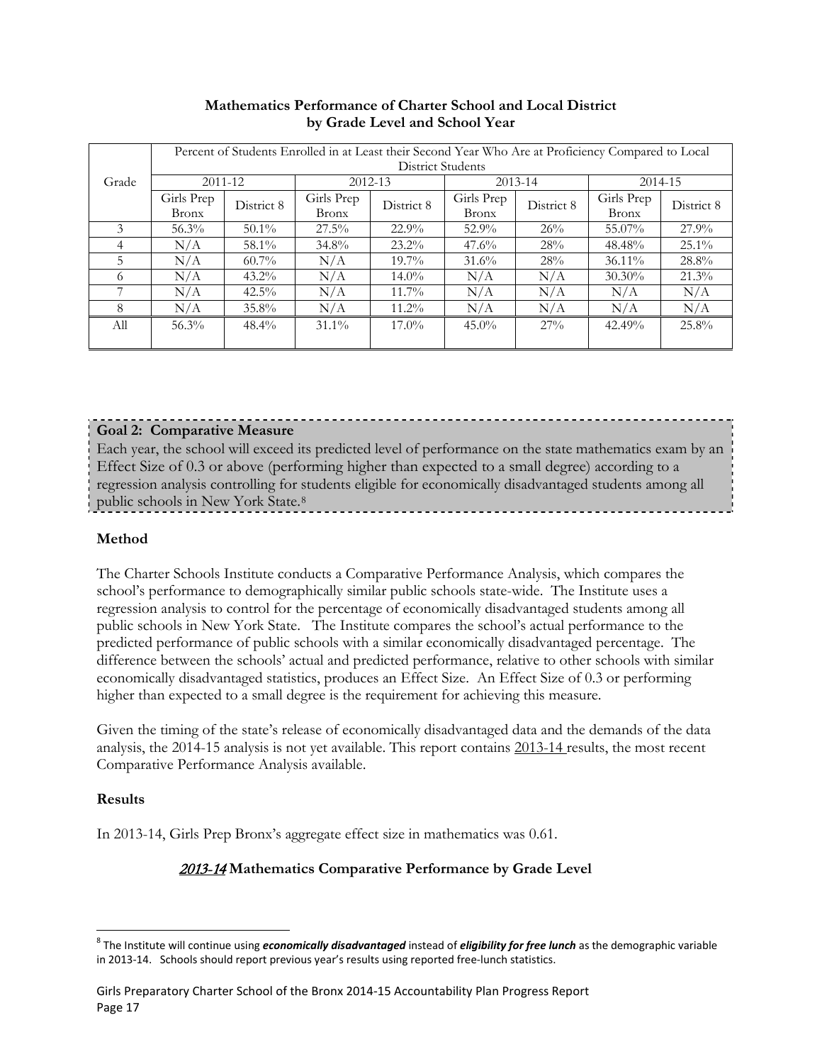**Mathematics Performance of Charter School and Local District by Grade Level and School Year**

| Grade | Percent of Students Enrolled in at Least their Second Year Who Are at Proficiency Compared to Local District Students | | | | | | | |
|---|---|---|---|---|---|---|---|---|
| | 2011-12 | | 2012-13 | | 2013-14 | | 2014-15 | |
| | Girls Prep Bronx | District 8 | Girls Prep Bronx | District 8 | Girls Prep Bronx | District 8 | Girls Prep Bronx | District 8 |
| 3 | 56.3% | 50.1% | 27.5% | 22.9% | 52.9% | 26% | 55.07% | 27.9% |
| 4 | N/A | 58.1% | 34.8% | 23.2% | 47.6% | 28% | 48.48% | 25.1% |
| 5 | N/A | 60.7% | N/A | 19.7% | 31.6% | 28% | 36.11% | 28.8% |
| 6 | N/A | 43.2% | N/A | 14.0% | N/A | N/A | 30.30% | 21.3% |
| 7 | N/A | 42.5% | N/A | 11.7% | N/A | N/A | N/A | N/A |
| 8 | N/A | 35.8% | N/A | 11.2% | N/A | N/A | N/A | N/A |
| All | 56.3% | 48.4% | 31.1% | 17.0% | 45.0% | 27% | 42.49% | 25.8% |

**Goal 2: Comparative Measure**

Each year, the school will exceed its predicted level of performance on the state mathematics exam by an Effect Size of 0.3 or above (performing higher than expected to a small degree) according to a regression analysis controlling for students eligible for economically disadvantaged students among all public schools in New York State.[8]

**Method**

The Charter Schools Institute conducts a Comparative Performance Analysis, which compares the school's performance to demographically similar public schools state-wide. The Institute uses a regression analysis to control for the percentage of economically disadvantaged students among all public schools in New York State. The Institute compares the school's actual performance to the predicted performance of public schools with a similar economically disadvantaged percentage. The difference between the schools' actual and predicted performance, relative to other schools with similar economically disadvantaged statistics, produces an Effect Size. An Effect Size of 0.3 or performing higher than expected to a small degree is the requirement for achieving this measure.

Given the timing of the state's release of economically disadvantaged data and the demands of the data analysis, the 2014-15 analysis is not yet available. This report contains 2013-14 results, the most recent Comparative Performance Analysis available.

**Results**

In 2013-14, Girls Prep Bronx's aggregate effect size in mathematics was 0.61.

**2013-14 Mathematics Comparative Performance by Grade Level**

[8] The Institute will continue using ***economically disadvantaged*** instead of ***eligibility for free lunch*** as the demographic variable in 2013-14. Schools should report previous year's results using reported free-lunch statistics.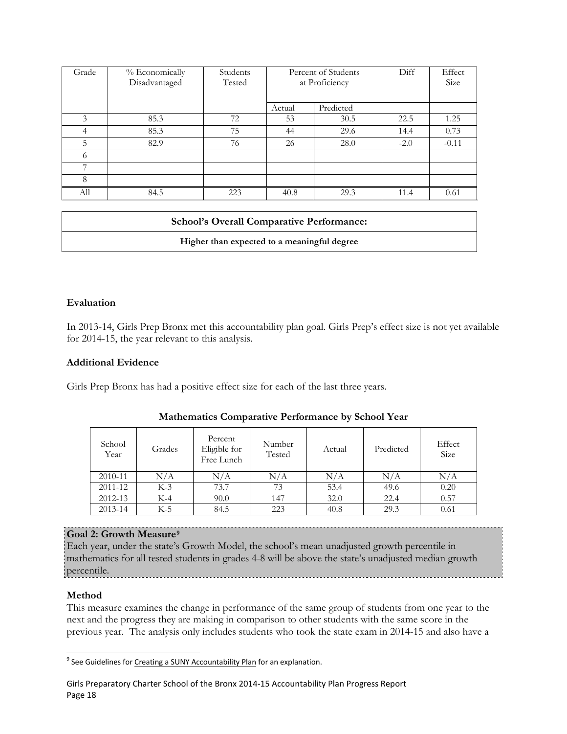| Grade | % Economically Disadvantaged | Students Tested | Percent of Students at Proficiency | | Diff | Effect Size |
|---|---|---|---|---|---|---|
| | | | Actual | Predicted | | |
| 3 | 85.3 | 72 | 53 | 30.5 | 22.5 | 1.25 |
| 4 | 85.3 | 75 | 44 | 29.6 | 14.4 | 0.73 |
| 5 | 82.9 | 76 | 26 | 28.0 | -2.0 | -0.11 |
| 6 | | | | | | |
| 7 | | | | | | |
| 8 | | | | | | |
| All | 84.5 | 223 | 40.8 | 29.3 | 11.4 | 0.61 |

| School's Overall Comparative Performance: |
|---|
| **Higher than expected to a meaningful degree** |

**Evaluation**

In 2013-14, Girls Prep Bronx met this accountability plan goal. Girls Prep's effect size is not yet available for 2014-15, the year relevant to this analysis.

**Additional Evidence**

Girls Prep Bronx has had a positive effect size for each of the last three years.

**Mathematics Comparative Performance by School Year**

| School Year | Grades | Percent Eligible for Free Lunch | Number Tested | Actual | Predicted | Effect Size |
|---|---|---|---|---|---|---|
| 2010-11 | N/A | N/A | N/A | N/A | N/A | N/A |
| 2011-12 | K-3 | 73.7 | 73 | 53.4 | 49.6 | 0.20 |
| 2012-13 | K-4 | 90.0 | 147 | 32.0 | 22.4 | 0.57 |
| 2013-14 | K-5 | 84.5 | 223 | 40.8 | 29.3 | 0.61 |

**Goal 2: Growth Measure[9]**

Each year, under the state's Growth Model, the school's mean unadjusted growth percentile in mathematics for all tested students in grades 4-8 will be above the state's unadjusted median growth percentile.

**Method**

This measure examines the change in performance of the same group of students from one year to the next and the progress they are making in comparison to other students with the same score in the previous year. The analysis only includes students who took the state exam in 2014-15 and also have a

[9] See Guidelines for Creating a SUNY Accountability Plan for an explanation.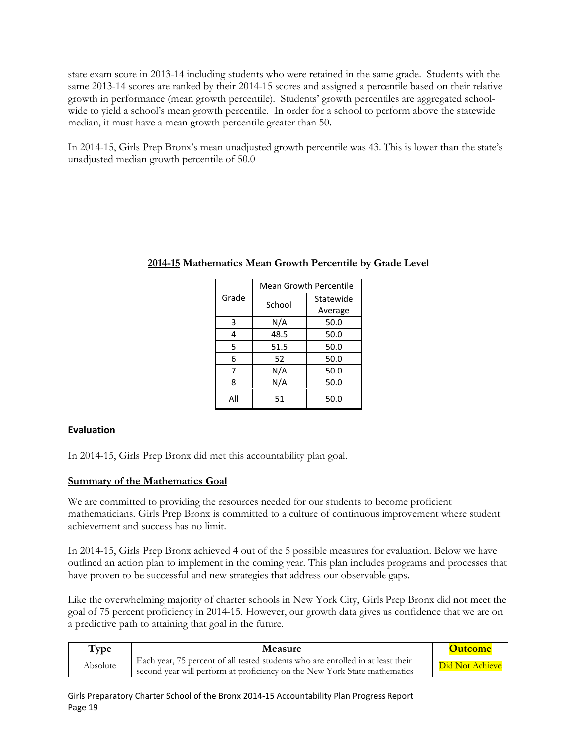state exam score in 2013-14 including students who were retained in the same grade. Students with the same 2013-14 scores are ranked by their 2014-15 scores and assigned a percentile based on their relative growth in performance (mean growth percentile). Students' growth percentiles are aggregated school-wide to yield a school's mean growth percentile. In order for a school to perform above the statewide median, it must have a mean growth percentile greater than 50.

In 2014-15, Girls Prep Bronx's mean unadjusted growth percentile was 43. This is lower than the state's unadjusted median growth percentile of 50.0

**<u>2014-15</u> Mathematics Mean Growth Percentile by Grade Level**

| Grade | Mean Growth Percentile | |
|---|---|---|
| | School | Statewide Average |
| 3 | N/A | 50.0 |
| 4 | 48.5 | 50.0 |
| 5 | 51.5 | 50.0 |
| 6 | 52 | 50.0 |
| 7 | N/A | 50.0 |
| 8 | N/A | 50.0 |
| All | 51 | 50.0 |

### Evaluation

In 2014-15, Girls Prep Bronx did met this accountability plan goal.

### <u>Summary of the Mathematics Goal</u>

We are committed to providing the resources needed for our students to become proficient mathematicians. Girls Prep Bronx is committed to a culture of continuous improvement where student achievement and success has no limit.

In 2014-15, Girls Prep Bronx achieved 4 out of the 5 possible measures for evaluation. Below we have outlined an action plan to implement in the coming year. This plan includes programs and processes that have proven to be successful and new strategies that address our observable gaps.

Like the overwhelming majority of charter schools in New York City, Girls Prep Bronx did not meet the goal of 75 percent proficiency in 2014-15. However, our growth data gives us confidence that we are on a predictive path to attaining that goal in the future.

| Type | Measure | Outcome |
|---|---|---|
| Absolute | Each year, 75 percent of all tested students who are enrolled in at least their second year will perform at proficiency on the New York State mathematics | Did Not Achieve |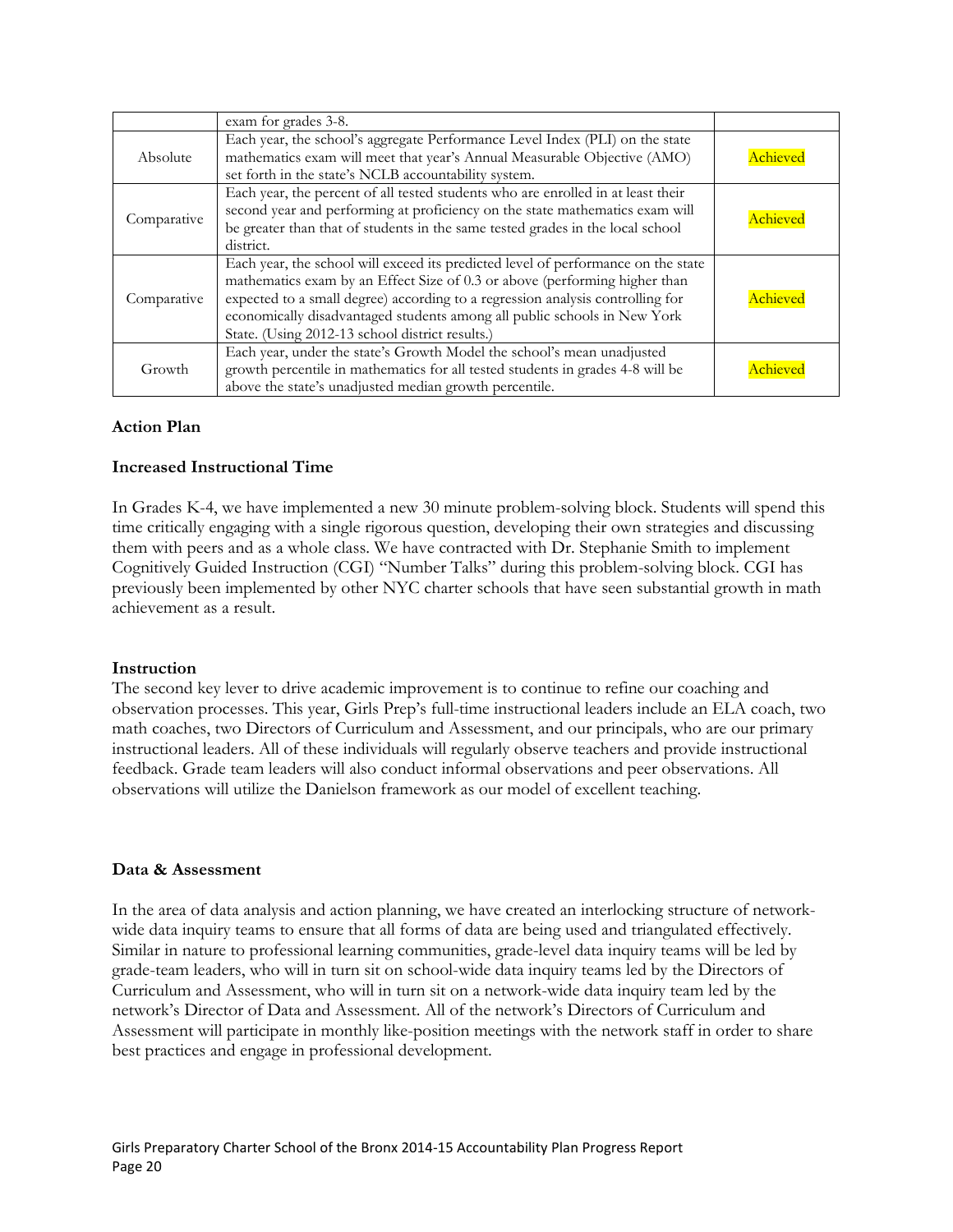| | exam for grades 3-8. | |
|---|---|---|
| Absolute | Each year, the school's aggregate Performance Level Index (PLI) on the state mathematics exam will meet that year's Annual Measurable Objective (AMO) set forth in the state's NCLB accountability system. | Achieved |
| Comparative | Each year, the percent of all tested students who are enrolled in at least their second year and performing at proficiency on the state mathematics exam will be greater than that of students in the same tested grades in the local school district. | Achieved |
| Comparative | Each year, the school will exceed its predicted level of performance on the state mathematics exam by an Effect Size of 0.3 or above (performing higher than expected to a small degree) according to a regression analysis controlling for economically disadvantaged students among all public schools in New York State. (Using 2012-13 school district results.) | Achieved |
| Growth | Each year, under the state's Growth Model the school's mean unadjusted growth percentile in mathematics for all tested students in grades 4-8 will be above the state's unadjusted median growth percentile. | Achieved |

**Action Plan**

**Increased Instructional Time**

In Grades K-4, we have implemented a new 30 minute problem-solving block. Students will spend this time critically engaging with a single rigorous question, developing their own strategies and discussing them with peers and as a whole class. We have contracted with Dr. Stephanie Smith to implement Cognitively Guided Instruction (CGI) "Number Talks" during this problem-solving block. CGI has previously been implemented by other NYC charter schools that have seen substantial growth in math achievement as a result.

**Instruction**

The second key lever to drive academic improvement is to continue to refine our coaching and observation processes. This year, Girls Prep's full-time instructional leaders include an ELA coach, two math coaches, two Directors of Curriculum and Assessment, and our principals, who are our primary instructional leaders. All of these individuals will regularly observe teachers and provide instructional feedback. Grade team leaders will also conduct informal observations and peer observations. All observations will utilize the Danielson framework as our model of excellent teaching.

**Data & Assessment**

In the area of data analysis and action planning, we have created an interlocking structure of network-wide data inquiry teams to ensure that all forms of data are being used and triangulated effectively. Similar in nature to professional learning communities, grade-level data inquiry teams will be led by grade-team leaders, who will in turn sit on school-wide data inquiry teams led by the Directors of Curriculum and Assessment, who will in turn sit on a network-wide data inquiry team led by the network's Director of Data and Assessment. All of the network's Directors of Curriculum and Assessment will participate in monthly like-position meetings with the network staff in order to share best practices and engage in professional development.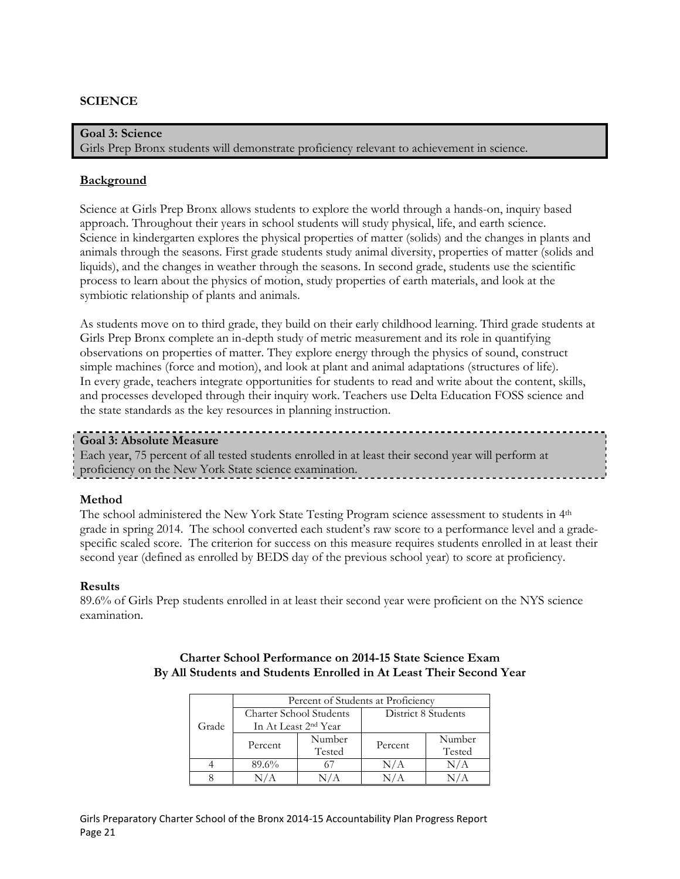## SCIENCE

**Goal 3: Science**
Girls Prep Bronx students will demonstrate proficiency relevant to achievement in science.

### Background

Science at Girls Prep Bronx allows students to explore the world through a hands-on, inquiry based approach. Throughout their years in school students will study physical, life, and earth science. Science in kindergarten explores the physical properties of matter (solids) and the changes in plants and animals through the seasons. First grade students study animal diversity, properties of matter (solids and liquids), and the changes in weather through the seasons. In second grade, students use the scientific process to learn about the physics of motion, study properties of earth materials, and look at the symbiotic relationship of plants and animals.

As students move on to third grade, they build on their early childhood learning. Third grade students at Girls Prep Bronx complete an in-depth study of metric measurement and its role in quantifying observations on properties of matter. They explore energy through the physics of sound, construct simple machines (force and motion), and look at plant and animal adaptations (structures of life). In every grade, teachers integrate opportunities for students to read and write about the content, skills, and processes developed through their inquiry work. Teachers use Delta Education FOSS science and the state standards as the key resources in planning instruction.

**Goal 3: Absolute Measure**
Each year, 75 percent of all tested students enrolled in at least their second year will perform at proficiency on the New York State science examination.

**Method**
The school administered the New York State Testing Program science assessment to students in 4th grade in spring 2014. The school converted each student's raw score to a performance level and a grade-specific scaled score. The criterion for success on this measure requires students enrolled in at least their second year (defined as enrolled by BEDS day of the previous school year) to score at proficiency.

**Results**
89.6% of Girls Prep students enrolled in at least their second year were proficient on the NYS science examination.

**Charter School Performance on 2014-15 State Science Exam**
**By All Students and Students Enrolled in At Least Their Second Year**

| Grade | Percent of Students at Proficiency | | | |
|---|---|---|---|---|
| | Charter School Students In At Least 2nd Year | | District 8 Students | |
| | Percent | Number Tested | Percent | Number Tested |
| 4 | 89.6% | 67 | N/A | N/A |
| 8 | N/A | N/A | N/A | N/A |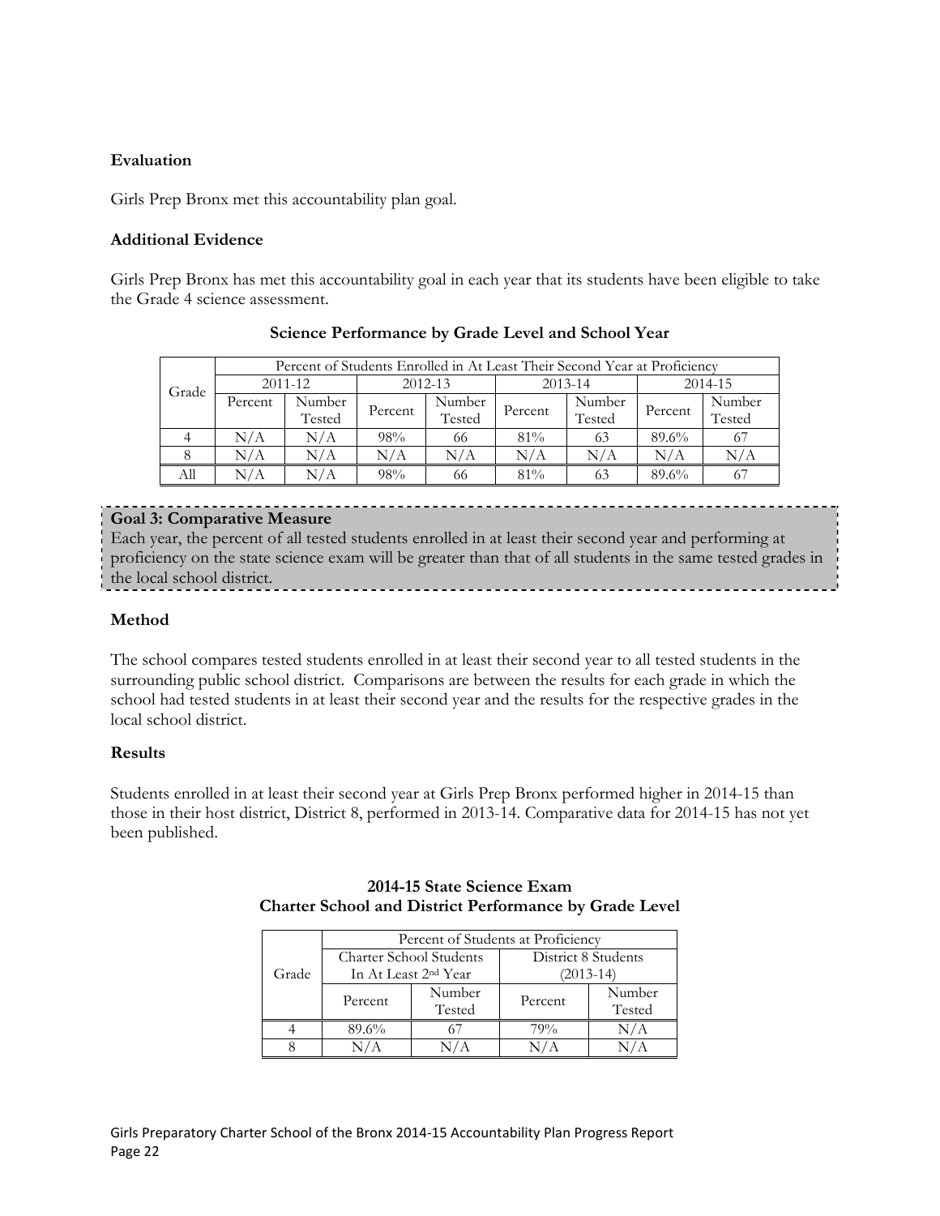**Evaluation**

Girls Prep Bronx met this accountability plan goal.

**Additional Evidence**

Girls Prep Bronx has met this accountability goal in each year that its students have been eligible to take the Grade 4 science assessment.

**Science Performance by Grade Level and School Year**

| Grade | Percent of Students Enrolled in At Least Their Second Year at Proficiency | | | | | | | |
|---|---|---|---|---|---|---|---|---|
| | 2011-12 | | 2012-13 | | 2013-14 | | 2014-15 | |
| | Percent | Number Tested | Percent | Number Tested | Percent | Number Tested | Percent | Number Tested |
| 4 | N/A | N/A | 98% | 66 | 81% | 63 | 89.6% | 67 |
| 8 | N/A | N/A | N/A | N/A | N/A | N/A | N/A | N/A |
| All | N/A | N/A | 98% | 66 | 81% | 63 | 89.6% | 67 |

**Goal 3: Comparative Measure**
Each year, the percent of all tested students enrolled in at least their second year and performing at proficiency on the state science exam will be greater than that of all students in the same tested grades in the local school district.

**Method**

The school compares tested students enrolled in at least their second year to all tested students in the surrounding public school district. Comparisons are between the results for each grade in which the school had tested students in at least their second year and the results for the respective grades in the local school district.

**Results**

Students enrolled in at least their second year at Girls Prep Bronx performed higher in 2014-15 than those in their host district, District 8, performed in 2013-14. Comparative data for 2014-15 has not yet been published.

**2014-15 State Science Exam**
**Charter School and District Performance by Grade Level**

| Grade | Percent of Students at Proficiency | | | |
|---|---|---|---|---|
| | Charter School Students In At Least 2nd Year | | District 8 Students (2013-14) | |
| | Percent | Number Tested | Percent | Number Tested |
| 4 | 89.6% | 67 | 79% | N/A |
| 8 | N/A | N/A | N/A | N/A |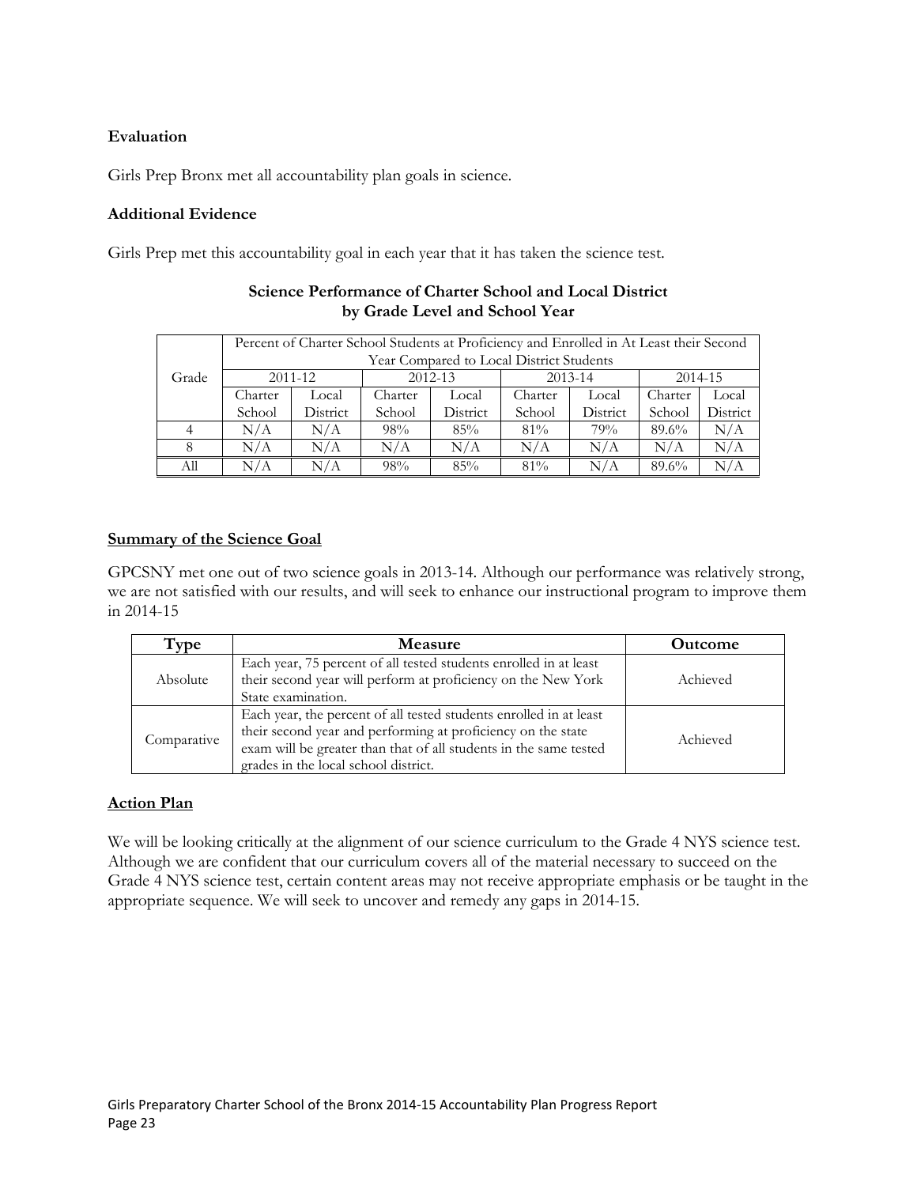**Evaluation**

Girls Prep Bronx met all accountability plan goals in science.

**Additional Evidence**

Girls Prep met this accountability goal in each year that it has taken the science test.

**Science Performance of Charter School and Local District by Grade Level and School Year**

| Grade | Percent of Charter School Students at Proficiency and Enrolled in At Least their Second Year Compared to Local District Students | | | | | | | |
|---|---|---|---|---|---|---|---|---|
| | 2011-12 | | 2012-13 | | 2013-14 | | 2014-15 | |
| | Charter School | Local District | Charter School | Local District | Charter School | Local District | Charter School | Local District |
| 4 | N/A | N/A | 98% | 85% | 81% | 79% | 89.6% | N/A |
| 8 | N/A | N/A | N/A | N/A | N/A | N/A | N/A | N/A |
| All | N/A | N/A | 98% | 85% | 81% | N/A | 89.6% | N/A |

**Summary of the Science Goal**

GPCSNY met one out of two science goals in 2013-14. Although our performance was relatively strong, we are not satisfied with our results, and will seek to enhance our instructional program to improve them in 2014-15

| Type | Measure | Outcome |
|---|---|---|
| Absolute | Each year, 75 percent of all tested students enrolled in at least their second year will perform at proficiency on the New York State examination. | Achieved |
| Comparative | Each year, the percent of all tested students enrolled in at least their second year and performing at proficiency on the state exam will be greater than that of all students in the same tested grades in the local school district. | Achieved |

**Action Plan**

We will be looking critically at the alignment of our science curriculum to the Grade 4 NYS science test. Although we are confident that our curriculum covers all of the material necessary to succeed on the Grade 4 NYS science test, certain content areas may not receive appropriate emphasis or be taught in the appropriate sequence. We will seek to uncover and remedy any gaps in 2014-15.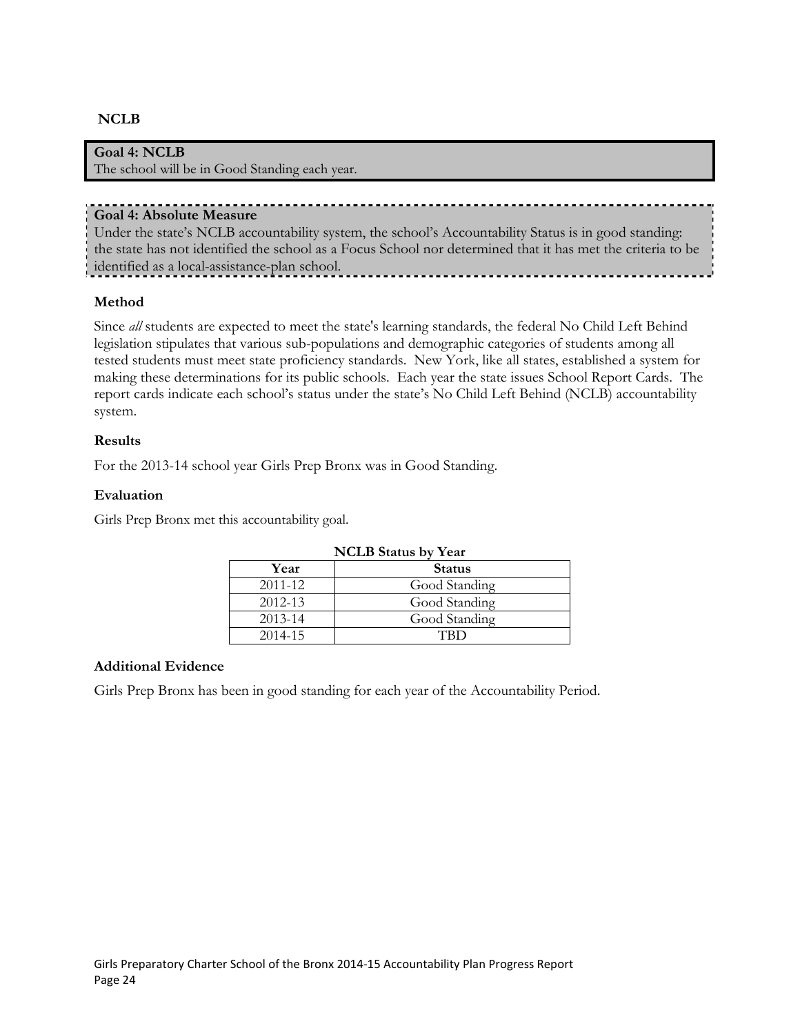## NCLB

**Goal 4: NCLB**
The school will be in Good Standing each year.

**Goal 4: Absolute Measure**
Under the state's NCLB accountability system, the school's Accountability Status is in good standing: the state has not identified the school as a Focus School nor determined that it has met the criteria to be identified as a local-assistance-plan school.

### Method

Since *all* students are expected to meet the state's learning standards, the federal No Child Left Behind legislation stipulates that various sub-populations and demographic categories of students among all tested students must meet state proficiency standards. New York, like all states, established a system for making these determinations for its public schools. Each year the state issues School Report Cards. The report cards indicate each school's status under the state's No Child Left Behind (NCLB) accountability system.

### Results

For the 2013-14 school year Girls Prep Bronx was in Good Standing.

### Evaluation

Girls Prep Bronx met this accountability goal.

**NCLB Status by Year**

| Year | Status |
|---|---|
| 2011-12 | Good Standing |
| 2012-13 | Good Standing |
| 2013-14 | Good Standing |
| 2014-15 | TBD |

### Additional Evidence

Girls Prep Bronx has been in good standing for each year of the Accountability Period.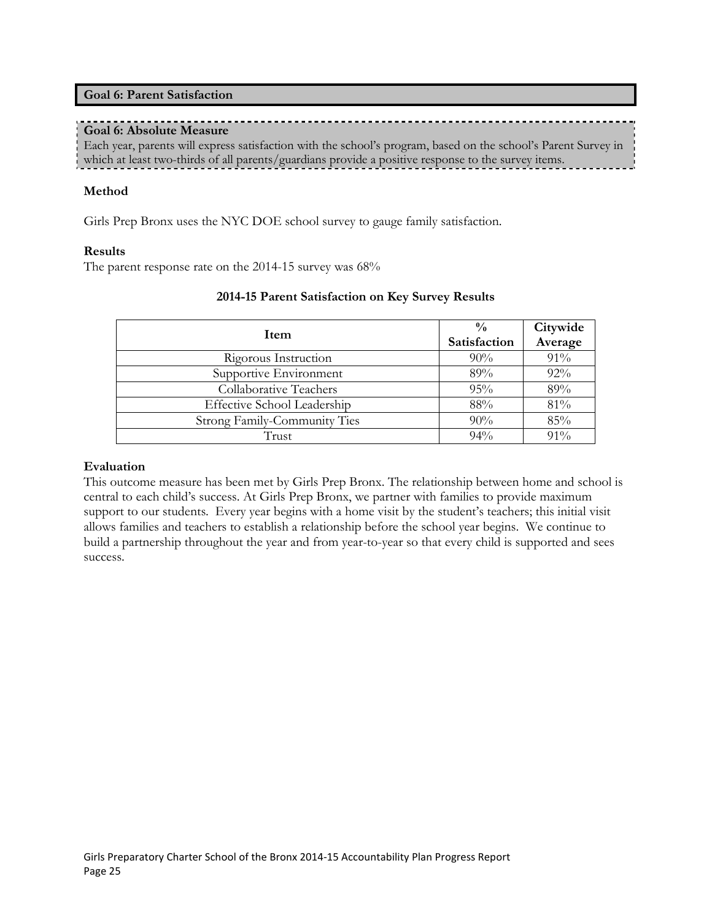## Goal 6: Parent Satisfaction

**Goal 6: Absolute Measure**

Each year, parents will express satisfaction with the school's program, based on the school's Parent Survey in which at least two-thirds of all parents/guardians provide a positive response to the survey items.

### Method

Girls Prep Bronx uses the NYC DOE school survey to gauge family satisfaction.

### Results

The parent response rate on the 2014-15 survey was 68%

**2014-15 Parent Satisfaction on Key Survey Results**

| Item | % Satisfaction | Citywide Average |
|---|---|---|
| Rigorous Instruction | 90% | 91% |
| Supportive Environment | 89% | 92% |
| Collaborative Teachers | 95% | 89% |
| Effective School Leadership | 88% | 81% |
| Strong Family-Community Ties | 90% | 85% |
| Trust | 94% | 91% |

### Evaluation

This outcome measure has been met by Girls Prep Bronx. The relationship between home and school is central to each child's success. At Girls Prep Bronx, we partner with families to provide maximum support to our students. Every year begins with a home visit by the student's teachers; this initial visit allows families and teachers to establish a relationship before the school year begins. We continue to build a partnership throughout the year and from year-to-year so that every child is supported and sees success.